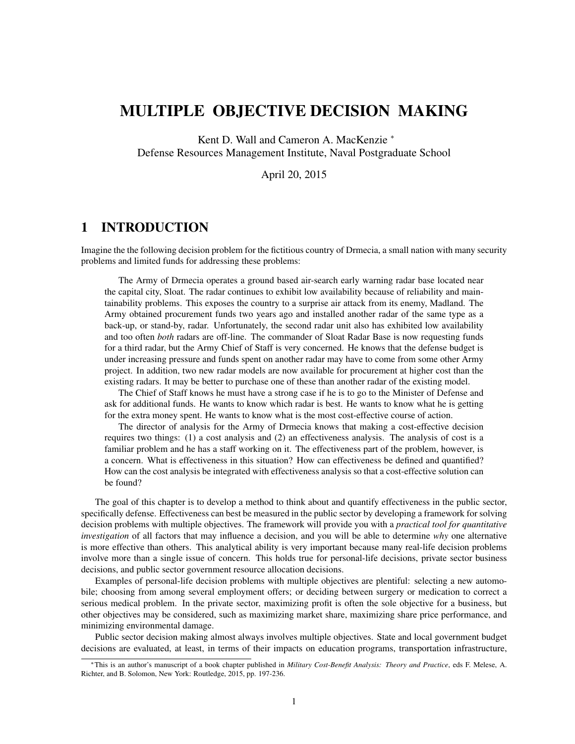# MULTIPLE OBJECTIVE DECISION MAKING

Kent D. Wall and Cameron A. MacKenzie *
Defense Resources Management Institute, Naval Postgraduate School

April 20, 2015

## 1 INTRODUCTION

Imagine the the following decision problem for the fictitious country of Drmecia, a small nation with many security problems and limited funds for addressing these problems:

> The Army of Drmecia operates a ground based air-search early warning radar base located near the capital city, Sloat. The radar continues to exhibit low availability because of reliability and maintainability problems. This exposes the country to a surprise air attack from its enemy, Madland. The Army obtained procurement funds two years ago and installed another radar of the same type as a back-up, or stand-by, radar. Unfortunately, the second radar unit also has exhibited low availability and too often *both* radars are off-line. The commander of Sloat Radar Base is now requesting funds for a third radar, but the Army Chief of Staff is very concerned. He knows that the defense budget is under increasing pressure and funds spent on another radar may have to come from some other Army project. In addition, two new radar models are now available for procurement at higher cost than the existing radars. It may be better to purchase one of these than another radar of the existing model.
>
> The Chief of Staff knows he must have a strong case if he is to go to the Minister of Defense and ask for additional funds. He wants to know which radar is best. He wants to know what he is getting for the extra money spent. He wants to know what is the most cost-effective course of action.
>
> The director of analysis for the Army of Drmecia knows that making a cost-effective decision requires two things: (1) a cost analysis and (2) an effectiveness analysis. The analysis of cost is a familiar problem and he has a staff working on it. The effectiveness part of the problem, however, is a concern. What is effectiveness in this situation? How can effectiveness be defined and quantified? How can the cost analysis be integrated with effectiveness analysis so that a cost-effective solution can be found?

The goal of this chapter is to develop a method to think about and quantify effectiveness in the public sector, specifically defense. Effectiveness can best be measured in the public sector by developing a framework for solving decision problems with multiple objectives. The framework will provide you with a *practical tool for quantitative investigation* of all factors that may influence a decision, and you will be able to determine *why* one alternative is more effective than others. This analytical ability is very important because many real-life decision problems involve more than a single issue of concern. This holds true for personal-life decisions, private sector business decisions, and public sector government resource allocation decisions.

Examples of personal-life decision problems with multiple objectives are plentiful: selecting a new automobile; choosing from among several employment offers; or deciding between surgery or medication to correct a serious medical problem. In the private sector, maximizing profit is often the sole objective for a business, but other objectives may be considered, such as maximizing market share, maximizing share price performance, and minimizing environmental damage.

Public sector decision making almost always involves multiple objectives. State and local government budget decisions are evaluated, at least, in terms of their impacts on education programs, transportation infrastructure,

---

* This is an author's manuscript of a book chapter published in *Military Cost-Benefit Analysis: Theory and Practice*, eds F. Melese, A. Richter, and B. Solomon, New York: Routledge, 2015, pp. 197-236.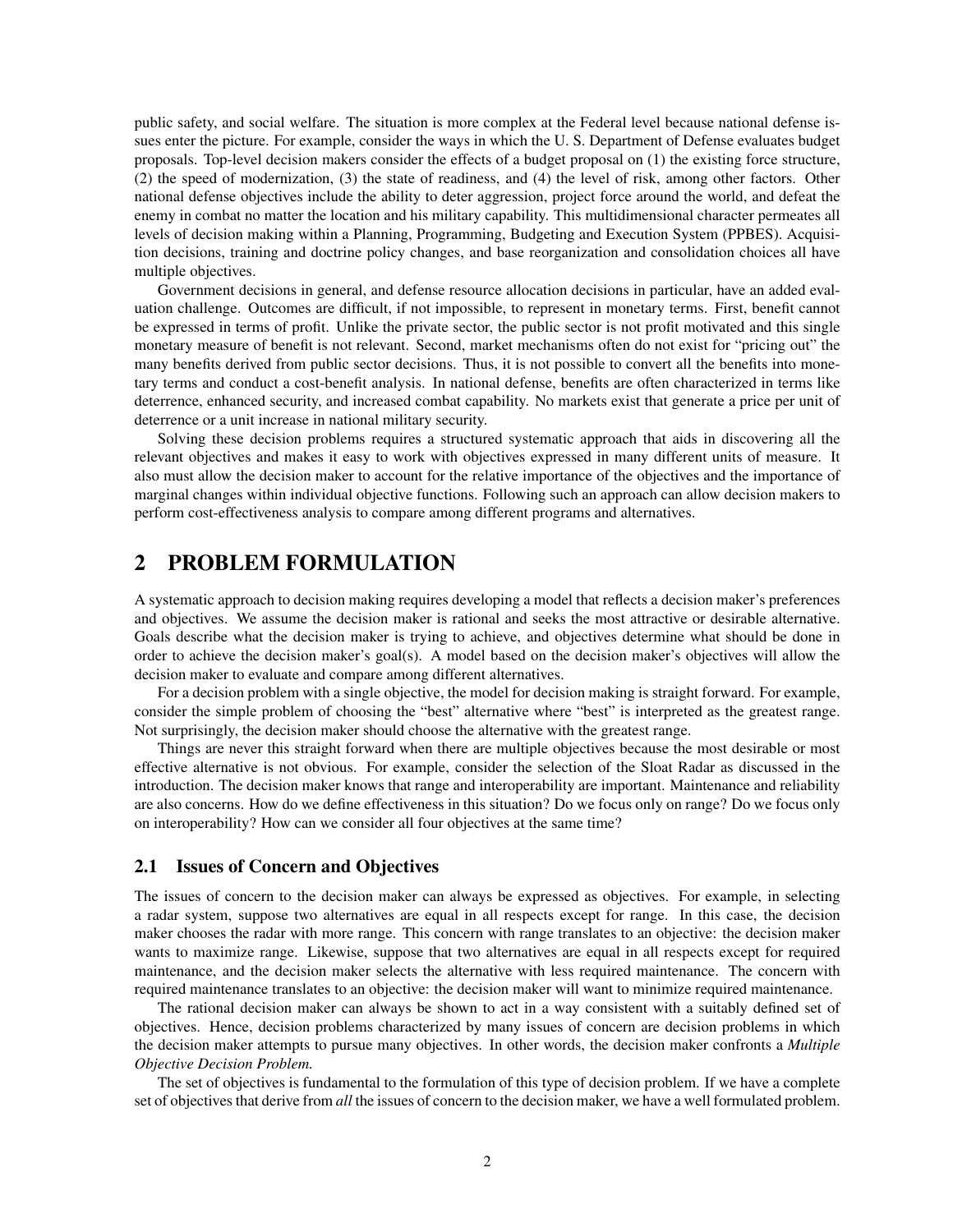public safety, and social welfare. The situation is more complex at the Federal level because national defense issues enter the picture. For example, consider the ways in which the U. S. Department of Defense evaluates budget proposals. Top-level decision makers consider the effects of a budget proposal on (1) the existing force structure, (2) the speed of modernization, (3) the state of readiness, and (4) the level of risk, among other factors. Other national defense objectives include the ability to deter aggression, project force around the world, and defeat the enemy in combat no matter the location and his military capability. This multidimensional character permeates all levels of decision making within a Planning, Programming, Budgeting and Execution System (PPBES). Acquisition decisions, training and doctrine policy changes, and base reorganization and consolidation choices all have multiple objectives.

Government decisions in general, and defense resource allocation decisions in particular, have an added evaluation challenge. Outcomes are difficult, if not impossible, to represent in monetary terms. First, benefit cannot be expressed in terms of profit. Unlike the private sector, the public sector is not profit motivated and this single monetary measure of benefit is not relevant. Second, market mechanisms often do not exist for "pricing out" the many benefits derived from public sector decisions. Thus, it is not possible to convert all the benefits into monetary terms and conduct a cost-benefit analysis. In national defense, benefits are often characterized in terms like deterrence, enhanced security, and increased combat capability. No markets exist that generate a price per unit of deterrence or a unit increase in national military security.

Solving these decision problems requires a structured systematic approach that aids in discovering all the relevant objectives and makes it easy to work with objectives expressed in many different units of measure. It also must allow the decision maker to account for the relative importance of the objectives and the importance of marginal changes within individual objective functions. Following such an approach can allow decision makers to perform cost-effectiveness analysis to compare among different programs and alternatives.

# 2 PROBLEM FORMULATION

A systematic approach to decision making requires developing a model that reflects a decision maker's preferences and objectives. We assume the decision maker is rational and seeks the most attractive or desirable alternative. Goals describe what the decision maker is trying to achieve, and objectives determine what should be done in order to achieve the decision maker's goal(s). A model based on the decision maker's objectives will allow the decision maker to evaluate and compare among different alternatives.

For a decision problem with a single objective, the model for decision making is straight forward. For example, consider the simple problem of choosing the "best" alternative where "best" is interpreted as the greatest range. Not surprisingly, the decision maker should choose the alternative with the greatest range.

Things are never this straight forward when there are multiple objectives because the most desirable or most effective alternative is not obvious. For example, consider the selection of the Sloat Radar as discussed in the introduction. The decision maker knows that range and interoperability are important. Maintenance and reliability are also concerns. How do we define effectiveness in this situation? Do we focus only on range? Do we focus only on interoperability? How can we consider all four objectives at the same time?

## 2.1 Issues of Concern and Objectives

The issues of concern to the decision maker can always be expressed as objectives. For example, in selecting a radar system, suppose two alternatives are equal in all respects except for range. In this case, the decision maker chooses the radar with more range. This concern with range translates to an objective: the decision maker wants to maximize range. Likewise, suppose that two alternatives are equal in all respects except for required maintenance, and the decision maker selects the alternative with less required maintenance. The concern with required maintenance translates to an objective: the decision maker will want to minimize required maintenance.

The rational decision maker can always be shown to act in a way consistent with a suitably defined set of objectives. Hence, decision problems characterized by many issues of concern are decision problems in which the decision maker attempts to pursue many objectives. In other words, the decision maker confronts a *Multiple Objective Decision Problem.*

The set of objectives is fundamental to the formulation of this type of decision problem. If we have a complete set of objectives that derive from *all* the issues of concern to the decision maker, we have a well formulated problem.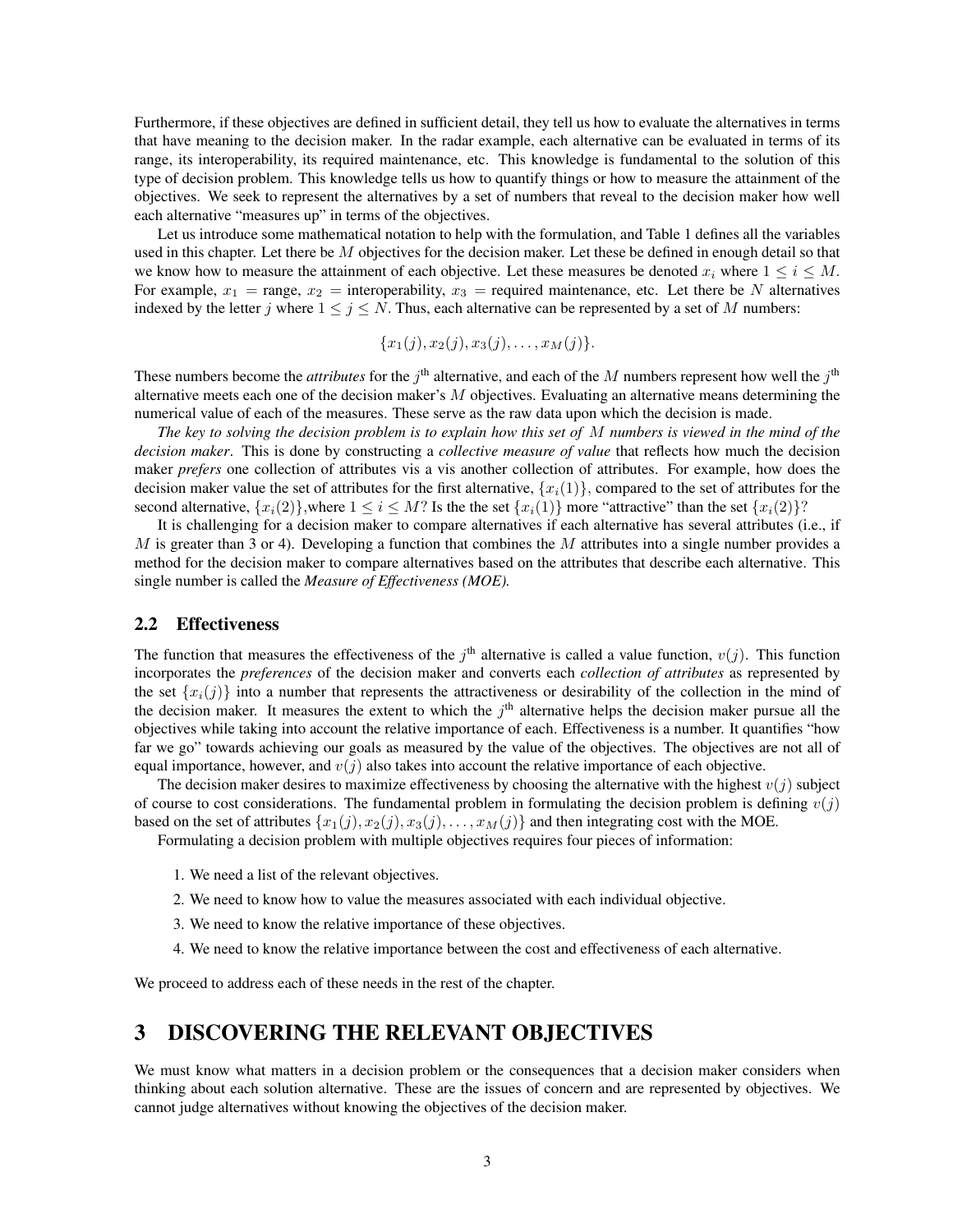Furthermore, if these objectives are defined in sufficient detail, they tell us how to evaluate the alternatives in terms that have meaning to the decision maker. In the radar example, each alternative can be evaluated in terms of its range, its interoperability, its required maintenance, etc. This knowledge is fundamental to the solution of this type of decision problem. This knowledge tells us how to quantify things or how to measure the attainment of the objectives. We seek to represent the alternatives by a set of numbers that reveal to the decision maker how well each alternative "measures up" in terms of the objectives.

Let us introduce some mathematical notation to help with the formulation, and Table 1 defines all the variables used in this chapter. Let there be $M$ objectives for the decision maker. Let these be defined in enough detail so that we know how to measure the attainment of each objective. Let these measures be denoted $x_i$ where $1 \leq i \leq M$. For example, $x_1$ = range, $x_2$ = interoperability, $x_3$ = required maintenance, etc. Let there be $N$ alternatives indexed by the letter $j$ where $1 \leq j \leq N$. Thus, each alternative can be represented by a set of $M$ numbers:

$$\{x_1(j), x_2(j), x_3(j), \ldots, x_M(j)\}.$$

These numbers become the *attributes* for the $j^{\text{th}}$ alternative, and each of the $M$ numbers represent how well the $j^{\text{th}}$ alternative meets each one of the decision maker's $M$ objectives. Evaluating an alternative means determining the numerical value of each of the measures. These serve as the raw data upon which the decision is made.

*The key to solving the decision problem is to explain how this set of $M$ numbers is viewed in the mind of the decision maker*. This is done by constructing a *collective measure of value* that reflects how much the decision maker *prefers* one collection of attributes vis a vis another collection of attributes. For example, how does the decision maker value the set of attributes for the first alternative, $\{x_i(1)\}$, compared to the set of attributes for the second alternative, $\{x_i(2)\}$,where $1 \leq i \leq M$? Is the the set $\{x_i(1)\}$ more "attractive" than the set $\{x_i(2)\}$?

It is challenging for a decision maker to compare alternatives if each alternative has several attributes (i.e., if $M$ is greater than 3 or 4). Developing a function that combines the $M$ attributes into a single number provides a method for the decision maker to compare alternatives based on the attributes that describe each alternative. This single number is called the ***Measure of Effectiveness (MOE).***

## 2.2 Effectiveness

The function that measures the effectiveness of the $j^{\text{th}}$ alternative is called a value function, $v(j)$. This function incorporates the *preferences* of the decision maker and converts each *collection of attributes* as represented by the set $\{x_i(j)\}$ into a number that represents the attractiveness or desirability of the collection in the mind of the decision maker. It measures the extent to which the $j^{\text{th}}$ alternative helps the decision maker pursue all the objectives while taking into account the relative importance of each. Effectiveness is a number. It quantifies "how far we go" towards achieving our goals as measured by the value of the objectives. The objectives are not all of equal importance, however, and $v(j)$ also takes into account the relative importance of each objective.

The decision maker desires to maximize effectiveness by choosing the alternative with the highest $v(j)$ subject of course to cost considerations. The fundamental problem in formulating the decision problem is defining $v(j)$ based on the set of attributes $\{x_1(j), x_2(j), x_3(j), \ldots, x_M(j)\}$ and then integrating cost with the MOE.

Formulating a decision problem with multiple objectives requires four pieces of information:

1. We need a list of the relevant objectives.
2. We need to know how to value the measures associated with each individual objective.
3. We need to know the relative importance of these objectives.
4. We need to know the relative importance between the cost and effectiveness of each alternative.

We proceed to address each of these needs in the rest of the chapter.

# 3 DISCOVERING THE RELEVANT OBJECTIVES

We must know what matters in a decision problem or the consequences that a decision maker considers when thinking about each solution alternative. These are the issues of concern and are represented by objectives. We cannot judge alternatives without knowing the objectives of the decision maker.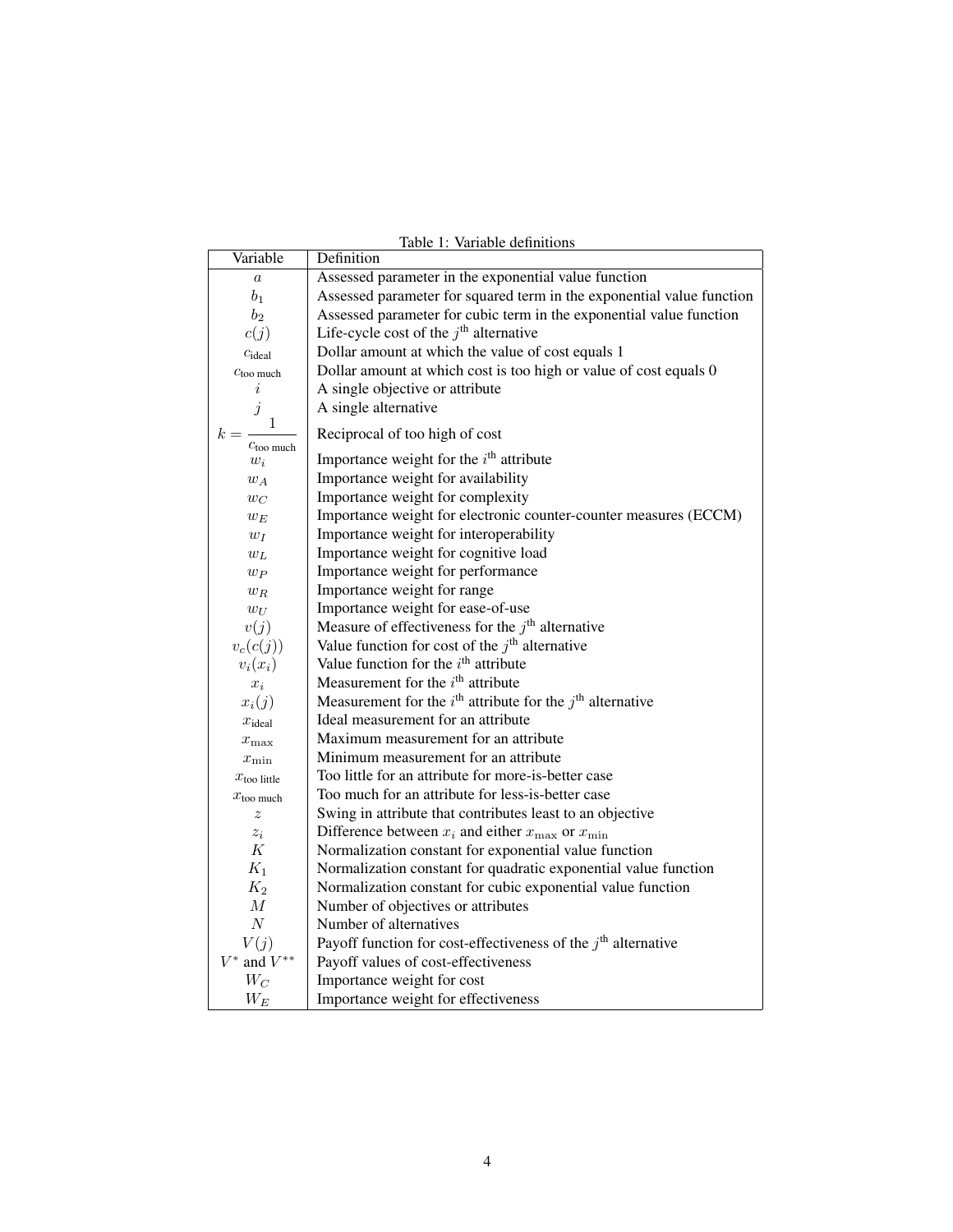Table 1: Variable definitions

| Variable | Definition |
|---|---|
| $a$ | Assessed parameter in the exponential value function |
| $b_1$ | Assessed parameter for squared term in the exponential value function |
| $b_2$ | Assessed parameter for cubic term in the exponential value function |
| $c(j)$ | Life-cycle cost of the $j^{\text{th}}$ alternative |
| $c_{\text{ideal}}$ | Dollar amount at which the value of cost equals 1 |
| $c_{\text{too much}}$ | Dollar amount at which cost is too high or value of cost equals 0 |
| $i$ | A single objective or attribute |
| $j$ | A single alternative |
| $k = \dfrac{1}{c_{\text{too much}}}$ | Reciprocal of too high of cost |
| $w_i$ | Importance weight for the $i^{\text{th}}$ attribute |
| $w_A$ | Importance weight for availability |
| $w_C$ | Importance weight for complexity |
| $w_E$ | Importance weight for electronic counter-counter measures (ECCM) |
| $w_I$ | Importance weight for interoperability |
| $w_L$ | Importance weight for cognitive load |
| $w_P$ | Importance weight for performance |
| $w_R$ | Importance weight for range |
| $w_U$ | Importance weight for ease-of-use |
| $v(j)$ | Measure of effectiveness for the $j^{\text{th}}$ alternative |
| $v_c(c(j))$ | Value function for cost of the $j^{\text{th}}$ alternative |
| $v_i(x_i)$ | Value function for the $i^{\text{th}}$ attribute |
| $x_i$ | Measurement for the $i^{\text{th}}$ attribute |
| $x_i(j)$ | Measurement for the $i^{\text{th}}$ attribute for the $j^{\text{th}}$ alternative |
| $x_{\text{ideal}}$ | Ideal measurement for an attribute |
| $x_{\max}$ | Maximum measurement for an attribute |
| $x_{\min}$ | Minimum measurement for an attribute |
| $x_{\text{too little}}$ | Too little for an attribute for more-is-better case |
| $x_{\text{too much}}$ | Too much for an attribute for less-is-better case |
| $z$ | Swing in attribute that contributes least to an objective |
| $z_i$ | Difference between $x_i$ and either $x_{\max}$ or $x_{\min}$ |
| $K$ | Normalization constant for exponential value function |
| $K_1$ | Normalization constant for quadratic exponential value function |
| $K_2$ | Normalization constant for cubic exponential value function |
| $M$ | Number of objectives or attributes |
| $N$ | Number of alternatives |
| $V(j)$ | Payoff function for cost-effectiveness of the $j^{\text{th}}$ alternative |
| $V^*$ and $V^{**}$ | Payoff values of cost-effectiveness |
| $W_C$ | Importance weight for cost |
| $W_E$ | Importance weight for effectiveness |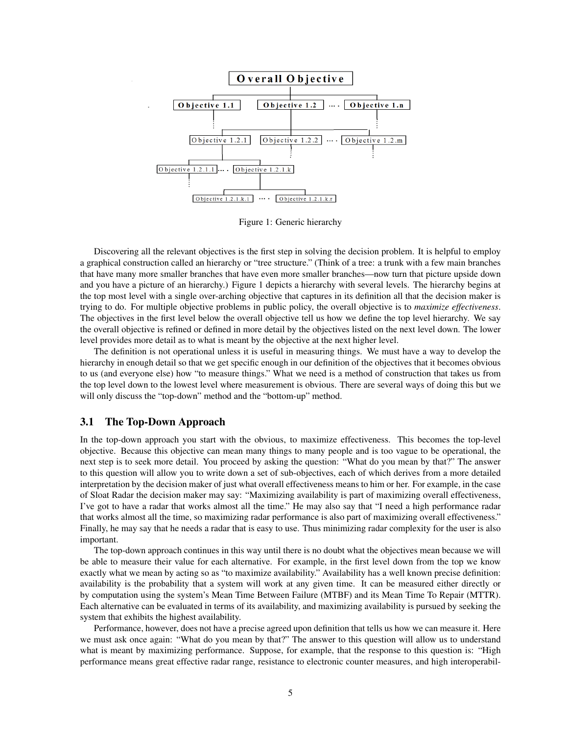Overall Objective

Objective 1.1

Objective 1.2

Objective 1.n

Objective 1.2.1

Objective 1.2.2

Objective 1.2.m

Objective 1.2.1.1

Objective 1.2.1.k

Objective 1.2.1.k.1

Objective 1.2.1.k.r

Figure 1: Generic hierarchy

Discovering all the relevant objectives is the first step in solving the decision problem. It is helpful to employ a graphical construction called an hierarchy or "tree structure." (Think of a tree: a trunk with a few main branches that have many more smaller branches that have even more smaller branches—now turn that picture upside down and you have a picture of an hierarchy.) Figure 1 depicts a hierarchy with several levels. The hierarchy begins at the top most level with a single over-arching objective that captures in its definition all that the decision maker is trying to do. For multiple objective problems in public policy, the overall objective is to *maximize effectiveness*. The objectives in the first level below the overall objective tell us how we define the top level hierarchy. We say the overall objective is refined or defined in more detail by the objectives listed on the next level down. The lower level provides more detail as to what is meant by the objective at the next higher level.

The definition is not operational unless it is useful in measuring things. We must have a way to develop the hierarchy in enough detail so that we get specific enough in our definition of the objectives that it becomes obvious to us (and everyone else) how "to measure things." What we need is a method of construction that takes us from the top level down to the lowest level where measurement is obvious. There are several ways of doing this but we will only discuss the "top-down" method and the "bottom-up" method.

### 3.1 The Top-Down Approach

In the top-down approach you start with the obvious, to maximize effectiveness. This becomes the top-level objective. Because this objective can mean many things to many people and is too vague to be operational, the next step is to seek more detail. You proceed by asking the question: "What do you mean by that?" The answer to this question will allow you to write down a set of sub-objectives, each of which derives from a more detailed interpretation by the decision maker of just what overall effectiveness means to him or her. For example, in the case of Sloat Radar the decision maker may say: "Maximizing availability is part of maximizing overall effectiveness, I've got to have a radar that works almost all the time." He may also say that "I need a high performance radar that works almost all the time, so maximizing radar performance is also part of maximizing overall effectiveness." Finally, he may say that he needs a radar that is easy to use. Thus minimizing radar complexity for the user is also important.

The top-down approach continues in this way until there is no doubt what the objectives mean because we will be able to measure their value for each alternative. For example, in the first level down from the top we know exactly what we mean by acting so as "to maximize availability." Availability has a well known precise definition: availability is the probability that a system will work at any given time. It can be measured either directly or by computation using the system's Mean Time Between Failure (MTBF) and its Mean Time To Repair (MTTR). Each alternative can be evaluated in terms of its availability, and maximizing availability is pursued by seeking the system that exhibits the highest availability.

Performance, however, does not have a precise agreed upon definition that tells us how we can measure it. Here we must ask once again: "What do you mean by that?" The answer to this question will allow us to understand what is meant by maximizing performance. Suppose, for example, that the response to this question is: "High performance means great effective radar range, resistance to electronic counter measures, and high interoperabil-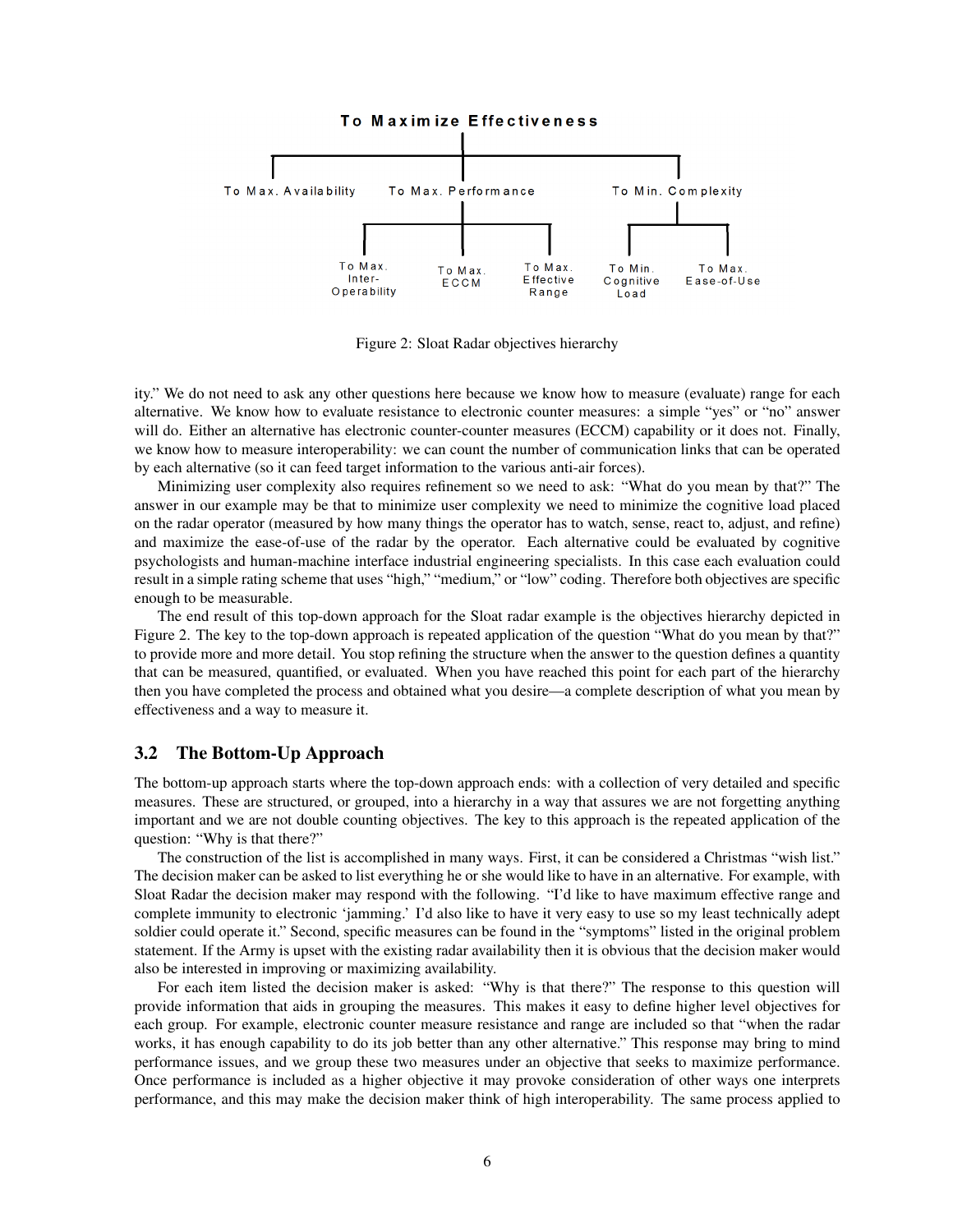To Maximize Effectiveness

- To Max. Availability
- To Max. Performance
  - To Max. Inter-Operability
  - To Max. ECCM
  - To Max. Effective Range
- To Min. Complexity
  - To Min. Cognitive Load
  - To Max. Ease-of-Use

Figure 2: Sloat Radar objectives hierarchy

ity." We do not need to ask any other questions here because we know how to measure (evaluate) range for each alternative. We know how to evaluate resistance to electronic counter measures: a simple "yes" or "no" answer will do. Either an alternative has electronic counter-counter measures (ECCM) capability or it does not. Finally, we know how to measure interoperability: we can count the number of communication links that can be operated by each alternative (so it can feed target information to the various anti-air forces).

Minimizing user complexity also requires refinement so we need to ask: "What do you mean by that?" The answer in our example may be that to minimize user complexity we need to minimize the cognitive load placed on the radar operator (measured by how many things the operator has to watch, sense, react to, adjust, and refine) and maximize the ease-of-use of the radar by the operator. Each alternative could be evaluated by cognitive psychologists and human-machine interface industrial engineering specialists. In this case each evaluation could result in a simple rating scheme that uses "high," "medium," or "low" coding. Therefore both objectives are specific enough to be measurable.

The end result of this top-down approach for the Sloat radar example is the objectives hierarchy depicted in Figure 2. The key to the top-down approach is repeated application of the question "What do you mean by that?" to provide more and more detail. You stop refining the structure when the answer to the question defines a quantity that can be measured, quantified, or evaluated. When you have reached this point for each part of the hierarchy then you have completed the process and obtained what you desire—a complete description of what you mean by effectiveness and a way to measure it.

## 3.2 The Bottom-Up Approach

The bottom-up approach starts where the top-down approach ends: with a collection of very detailed and specific measures. These are structured, or grouped, into a hierarchy in a way that assures we are not forgetting anything important and we are not double counting objectives. The key to this approach is the repeated application of the question: "Why is that there?"

The construction of the list is accomplished in many ways. First, it can be considered a Christmas "wish list." The decision maker can be asked to list everything he or she would like to have in an alternative. For example, with Sloat Radar the decision maker may respond with the following. "I'd like to have maximum effective range and complete immunity to electronic 'jamming.' I'd also like to have it very easy to use so my least technically adept soldier could operate it." Second, specific measures can be found in the "symptoms" listed in the original problem statement. If the Army is upset with the existing radar availability then it is obvious that the decision maker would also be interested in improving or maximizing availability.

For each item listed the decision maker is asked: "Why is that there?" The response to this question will provide information that aids in grouping the measures. This makes it easy to define higher level objectives for each group. For example, electronic counter measure resistance and range are included so that "when the radar works, it has enough capability to do its job better than any other alternative." This response may bring to mind performance issues, and we group these two measures under an objective that seeks to maximize performance. Once performance is included as a higher objective it may provoke consideration of other ways one interprets performance, and this may make the decision maker think of high interoperability. The same process applied to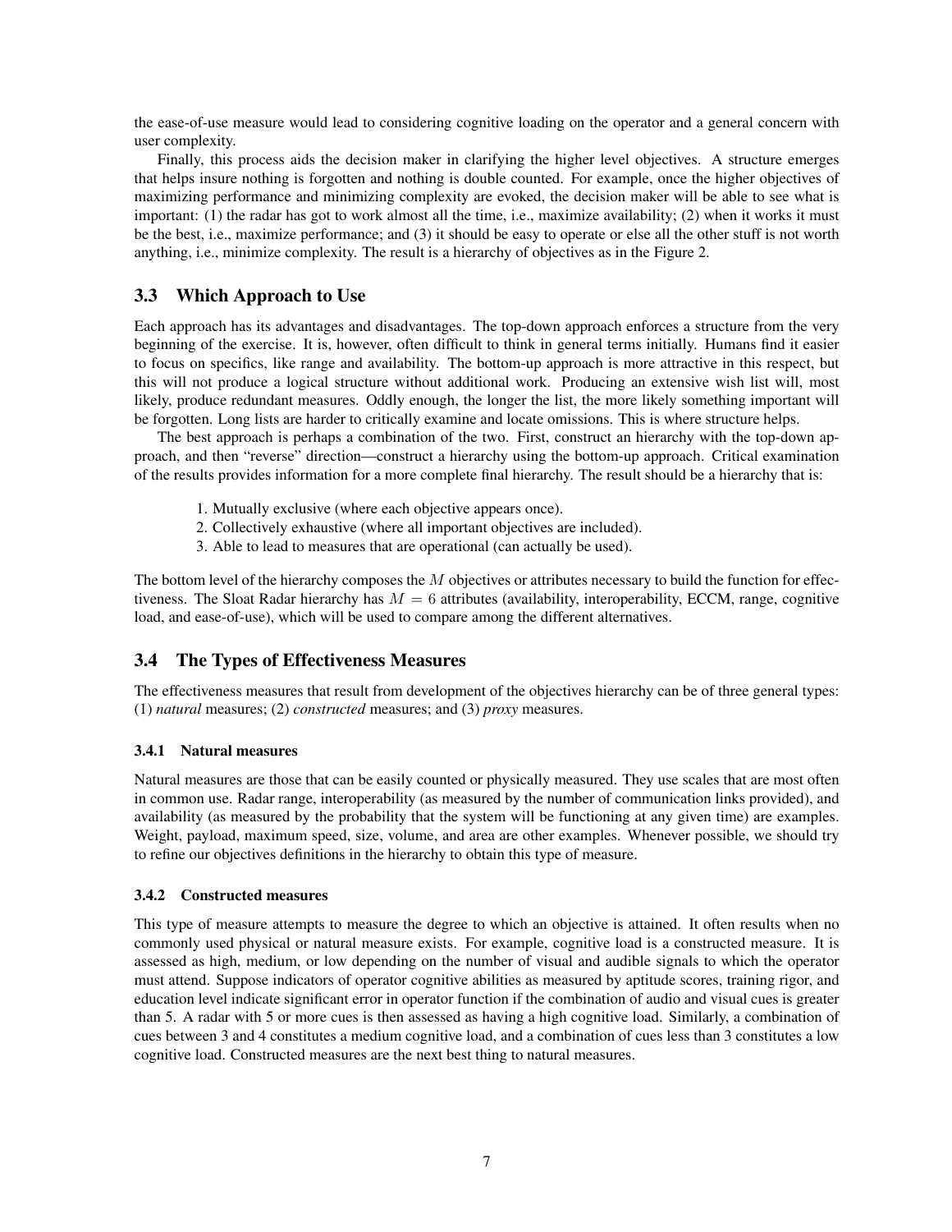the ease-of-use measure would lead to considering cognitive loading on the operator and a general concern with user complexity.

Finally, this process aids the decision maker in clarifying the higher level objectives. A structure emerges that helps insure nothing is forgotten and nothing is double counted. For example, once the higher objectives of maximizing performance and minimizing complexity are evoked, the decision maker will be able to see what is important: (1) the radar has got to work almost all the time, i.e., maximize availability; (2) when it works it must be the best, i.e., maximize performance; and (3) it should be easy to operate or else all the other stuff is not worth anything, i.e., minimize complexity. The result is a hierarchy of objectives as in the Figure 2.

## 3.3 Which Approach to Use

Each approach has its advantages and disadvantages. The top-down approach enforces a structure from the very beginning of the exercise. It is, however, often difficult to think in general terms initially. Humans find it easier to focus on specifics, like range and availability. The bottom-up approach is more attractive in this respect, but this will not produce a logical structure without additional work. Producing an extensive wish list will, most likely, produce redundant measures. Oddly enough, the longer the list, the more likely something important will be forgotten. Long lists are harder to critically examine and locate omissions. This is where structure helps.

The best approach is perhaps a combination of the two. First, construct an hierarchy with the top-down approach, and then "reverse" direction—construct a hierarchy using the bottom-up approach. Critical examination of the results provides information for a more complete final hierarchy. The result should be a hierarchy that is:

1. Mutually exclusive (where each objective appears once).
2. Collectively exhaustive (where all important objectives are included).
3. Able to lead to measures that are operational (can actually be used).

The bottom level of the hierarchy composes the $M$ objectives or attributes necessary to build the function for effectiveness. The Sloat Radar hierarchy has $M = 6$ attributes (availability, interoperability, ECCM, range, cognitive load, and ease-of-use), which will be used to compare among the different alternatives.

## 3.4 The Types of Effectiveness Measures

The effectiveness measures that result from development of the objectives hierarchy can be of three general types: (1) *natural* measures; (2) *constructed* measures; and (3) *proxy* measures.

### 3.4.1 Natural measures

Natural measures are those that can be easily counted or physically measured. They use scales that are most often in common use. Radar range, interoperability (as measured by the number of communication links provided), and availability (as measured by the probability that the system will be functioning at any given time) are examples. Weight, payload, maximum speed, size, volume, and area are other examples. Whenever possible, we should try to refine our objectives definitions in the hierarchy to obtain this type of measure.

### 3.4.2 Constructed measures

This type of measure attempts to measure the degree to which an objective is attained. It often results when no commonly used physical or natural measure exists. For example, cognitive load is a constructed measure. It is assessed as high, medium, or low depending on the number of visual and audible signals to which the operator must attend. Suppose indicators of operator cognitive abilities as measured by aptitude scores, training rigor, and education level indicate significant error in operator function if the combination of audio and visual cues is greater than 5. A radar with 5 or more cues is then assessed as having a high cognitive load. Similarly, a combination of cues between 3 and 4 constitutes a medium cognitive load, and a combination of cues less than 3 constitutes a low cognitive load. Constructed measures are the next best thing to natural measures.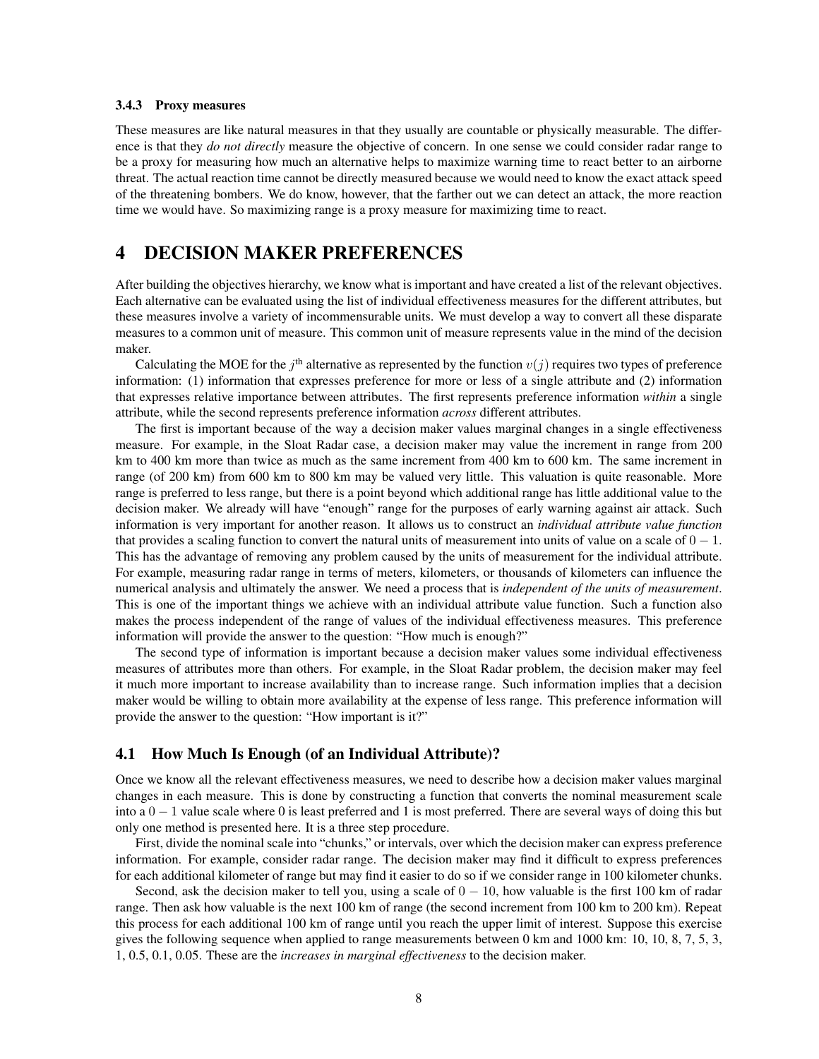### 3.4.3 Proxy measures

These measures are like natural measures in that they usually are countable or physically measurable. The difference is that they *do not directly* measure the objective of concern. In one sense we could consider radar range to be a proxy for measuring how much an alternative helps to maximize warning time to react better to an airborne threat. The actual reaction time cannot be directly measured because we would need to know the exact attack speed of the threatening bombers. We do know, however, that the farther out we can detect an attack, the more reaction time we would have. So maximizing range is a proxy measure for maximizing time to react.

# 4 DECISION MAKER PREFERENCES

After building the objectives hierarchy, we know what is important and have created a list of the relevant objectives. Each alternative can be evaluated using the list of individual effectiveness measures for the different attributes, but these measures involve a variety of incommensurable units. We must develop a way to convert all these disparate measures to a common unit of measure. This common unit of measure represents value in the mind of the decision maker.

Calculating the MOE for the $j^{\text{th}}$ alternative as represented by the function $v(j)$ requires two types of preference information: (1) information that expresses preference for more or less of a single attribute and (2) information that expresses relative importance between attributes. The first represents preference information *within* a single attribute, while the second represents preference information *across* different attributes.

The first is important because of the way a decision maker values marginal changes in a single effectiveness measure. For example, in the Sloat Radar case, a decision maker may value the increment in range from 200 km to 400 km more than twice as much as the same increment from 400 km to 600 km. The same increment in range (of 200 km) from 600 km to 800 km may be valued very little. This valuation is quite reasonable. More range is preferred to less range, but there is a point beyond which additional range has little additional value to the decision maker. We already will have "enough" range for the purposes of early warning against air attack. Such information is very important for another reason. It allows us to construct an *individual attribute value function* that provides a scaling function to convert the natural units of measurement into units of value on a scale of $0-1$. This has the advantage of removing any problem caused by the units of measurement for the individual attribute. For example, measuring radar range in terms of meters, kilometers, or thousands of kilometers can influence the numerical analysis and ultimately the answer. We need a process that is *independent of the units of measurement*. This is one of the important things we achieve with an individual attribute value function. Such a function also makes the process independent of the range of values of the individual effectiveness measures. This preference information will provide the answer to the question: "How much is enough?"

The second type of information is important because a decision maker values some individual effectiveness measures of attributes more than others. For example, in the Sloat Radar problem, the decision maker may feel it much more important to increase availability than to increase range. Such information implies that a decision maker would be willing to obtain more availability at the expense of less range. This preference information will provide the answer to the question: "How important is it?"

## 4.1 How Much Is Enough (of an Individual Attribute)?

Once we know all the relevant effectiveness measures, we need to describe how a decision maker values marginal changes in each measure. This is done by constructing a function that converts the nominal measurement scale into a $0-1$ value scale where 0 is least preferred and 1 is most preferred. There are several ways of doing this but only one method is presented here. It is a three step procedure.

First, divide the nominal scale into "chunks," or intervals, over which the decision maker can express preference information. For example, consider radar range. The decision maker may find it difficult to express preferences for each additional kilometer of range but may find it easier to do so if we consider range in 100 kilometer chunks.

Second, ask the decision maker to tell you, using a scale of $0-10$, how valuable is the first 100 km of radar range. Then ask how valuable is the next 100 km of range (the second increment from 100 km to 200 km). Repeat this process for each additional 100 km of range until you reach the upper limit of interest. Suppose this exercise gives the following sequence when applied to range measurements between 0 km and 1000 km: 10, 10, 8, 7, 5, 3, 1, 0.5, 0.1, 0.05. These are the *increases in marginal effectiveness* to the decision maker.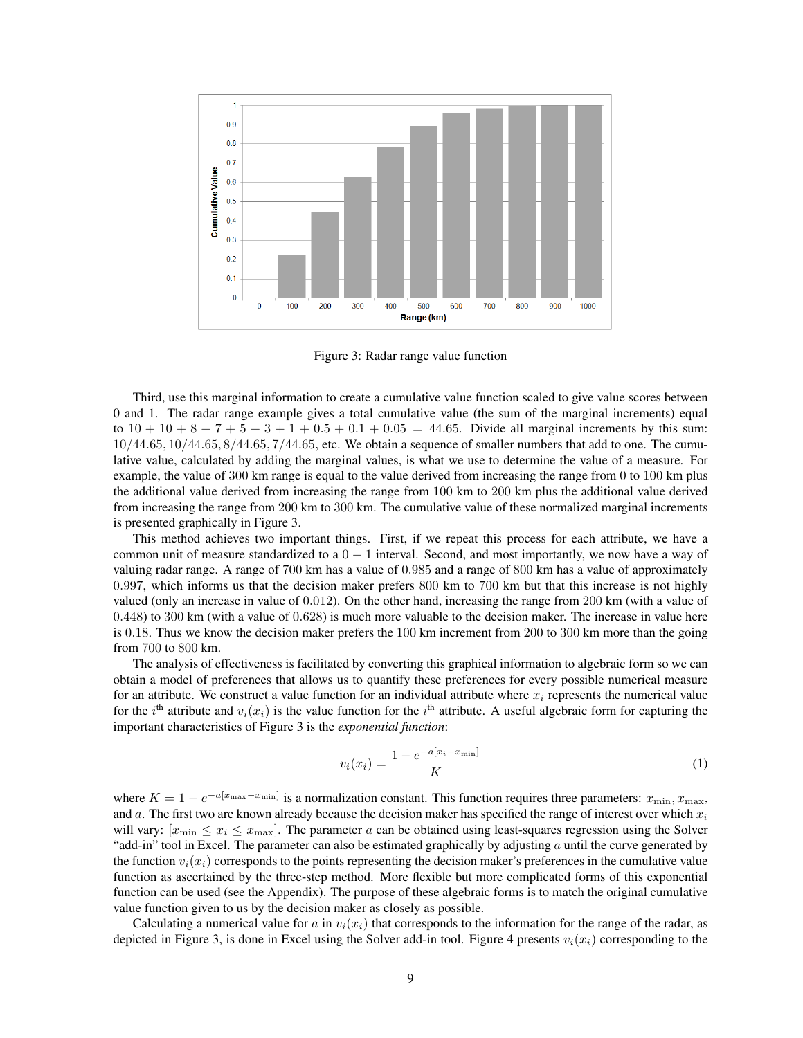Figure 3: Radar range value function

Third, use this marginal information to create a cumulative value function scaled to give value scores between 0 and 1. The radar range example gives a total cumulative value (the sum of the marginal increments) equal to $10 + 10 + 8 + 7 + 5 + 3 + 1 + 0.5 + 0.1 + 0.05 = 44.65$. Divide all marginal increments by this sum: $10/44.65, 10/44.65, 8/44.65, 7/44.65$, etc. We obtain a sequence of smaller numbers that add to one. The cumulative value, calculated by adding the marginal values, is what we use to determine the value of a measure. For example, the value of 300 km range is equal to the value derived from increasing the range from 0 to 100 km plus the additional value derived from increasing the range from 100 km to 200 km plus the additional value derived from increasing the range from 200 km to 300 km. The cumulative value of these normalized marginal increments is presented graphically in Figure 3.

This method achieves two important things. First, if we repeat this process for each attribute, we have a common unit of measure standardized to a $0 - 1$ interval. Second, and most importantly, we now have a way of valuing radar range. A range of 700 km has a value of 0.985 and a range of 800 km has a value of approximately 0.997, which informs us that the decision maker prefers 800 km to 700 km but that this increase is not highly valued (only an increase in value of 0.012). On the other hand, increasing the range from 200 km (with a value of 0.448) to 300 km (with a value of 0.628) is much more valuable to the decision maker. The increase in value here is 0.18. Thus we know the decision maker prefers the 100 km increment from 200 to 300 km more than the going from 700 to 800 km.

The analysis of effectiveness is facilitated by converting this graphical information to algebraic form so we can obtain a model of preferences that allows us to quantify these preferences for every possible numerical measure for an attribute. We construct a value function for an individual attribute where $x_i$ represents the numerical value for the $i^{\text{th}}$ attribute and $v_i(x_i)$ is the value function for the $i^{\text{th}}$ attribute. A useful algebraic form for capturing the important characteristics of Figure 3 is the *exponential function*:

$$v_i(x_i) = \frac{1 - e^{-a[x_i - x_{\min}]}}{K} \tag{1}$$

where $K = 1 - e^{-a[x_{\max} - x_{\min}]}$ is a normalization constant. This function requires three parameters: $x_{\min}, x_{\max}$, and $a$. The first two are known already because the decision maker has specified the range of interest over which $x_i$ will vary: $[x_{\min} \le x_i \le x_{\max}]$. The parameter $a$ can be obtained using least-squares regression using the Solver "add-in" tool in Excel. The parameter can also be estimated graphically by adjusting $a$ until the curve generated by the function $v_i(x_i)$ corresponds to the points representing the decision maker's preferences in the cumulative value function as ascertained by the three-step method. More flexible but more complicated forms of this exponential function can be used (see the Appendix). The purpose of these algebraic forms is to match the original cumulative value function given to us by the decision maker as closely as possible.

Calculating a numerical value for $a$ in $v_i(x_i)$ that corresponds to the information for the range of the radar, as depicted in Figure 3, is done in Excel using the Solver add-in tool. Figure 4 presents $v_i(x_i)$ corresponding to the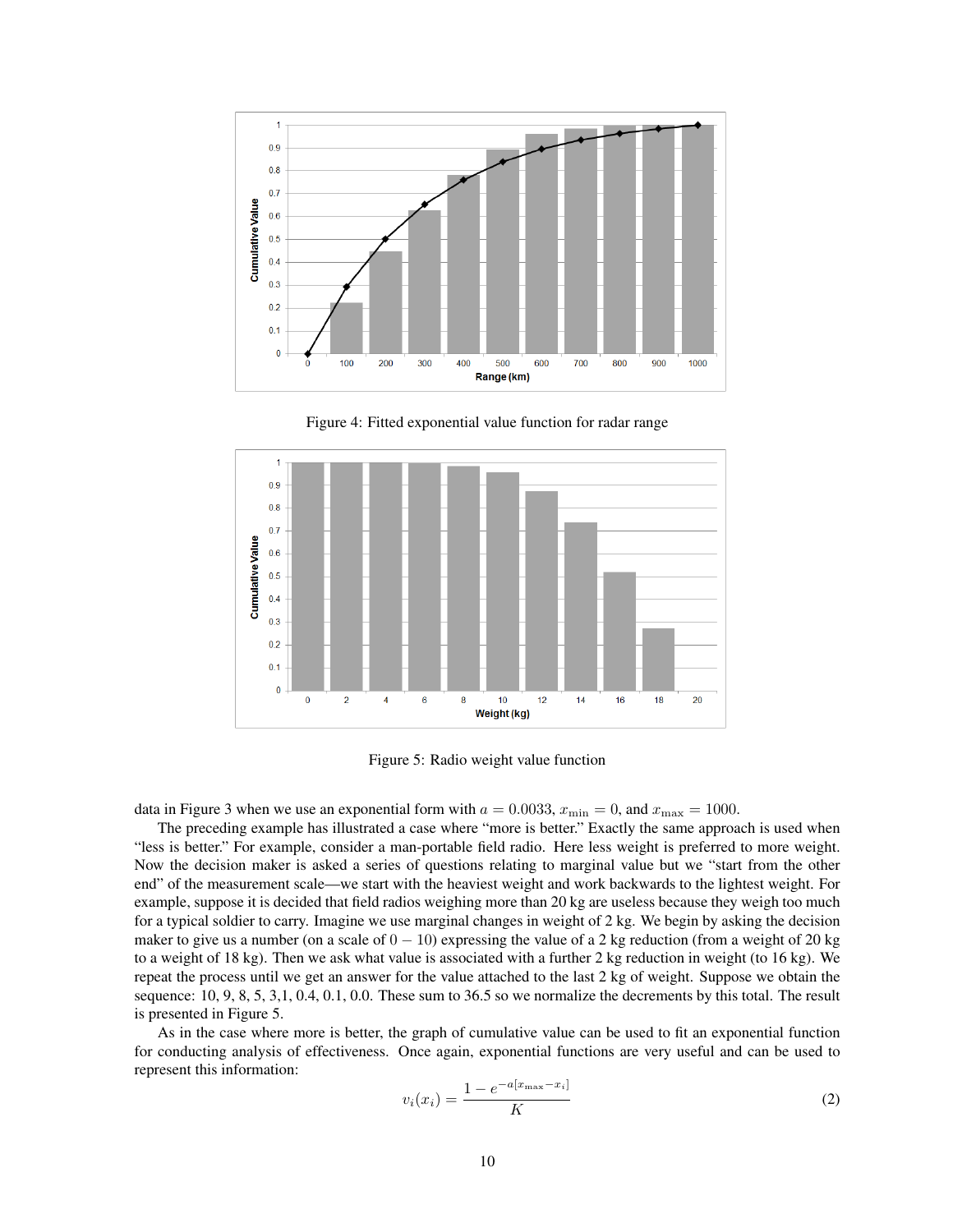Figure 4: Fitted exponential value function for radar range

Figure 5: Radio weight value function

data in Figure 3 when we use an exponential form with $a = 0.0033$, $x_{\min} = 0$, and $x_{\max} = 1000$.

The preceding example has illustrated a case where "more is better." Exactly the same approach is used when "less is better." For example, consider a man-portable field radio. Here less weight is preferred to more weight. Now the decision maker is asked a series of questions relating to marginal value but we "start from the other end" of the measurement scale—we start with the heaviest weight and work backwards to the lightest weight. For example, suppose it is decided that field radios weighing more than 20 kg are useless because they weigh too much for a typical soldier to carry. Imagine we use marginal changes in weight of 2 kg. We begin by asking the decision maker to give us a number (on a scale of $0 - 10$) expressing the value of a 2 kg reduction (from a weight of 20 kg to a weight of 18 kg). Then we ask what value is associated with a further 2 kg reduction in weight (to 16 kg). We repeat the process until we get an answer for the value attached to the last 2 kg of weight. Suppose we obtain the sequence: 10, 9, 8, 5, 3,1, 0.4, 0.1, 0.0. These sum to 36.5 so we normalize the decrements by this total. The result is presented in Figure 5.

As in the case where more is better, the graph of cumulative value can be used to fit an exponential function for conducting analysis of effectiveness. Once again, exponential functions are very useful and can be used to represent this information:

$$v_i(x_i) = \frac{1 - e^{-a[x_{\max} - x_i]}}{K} \tag{2}$$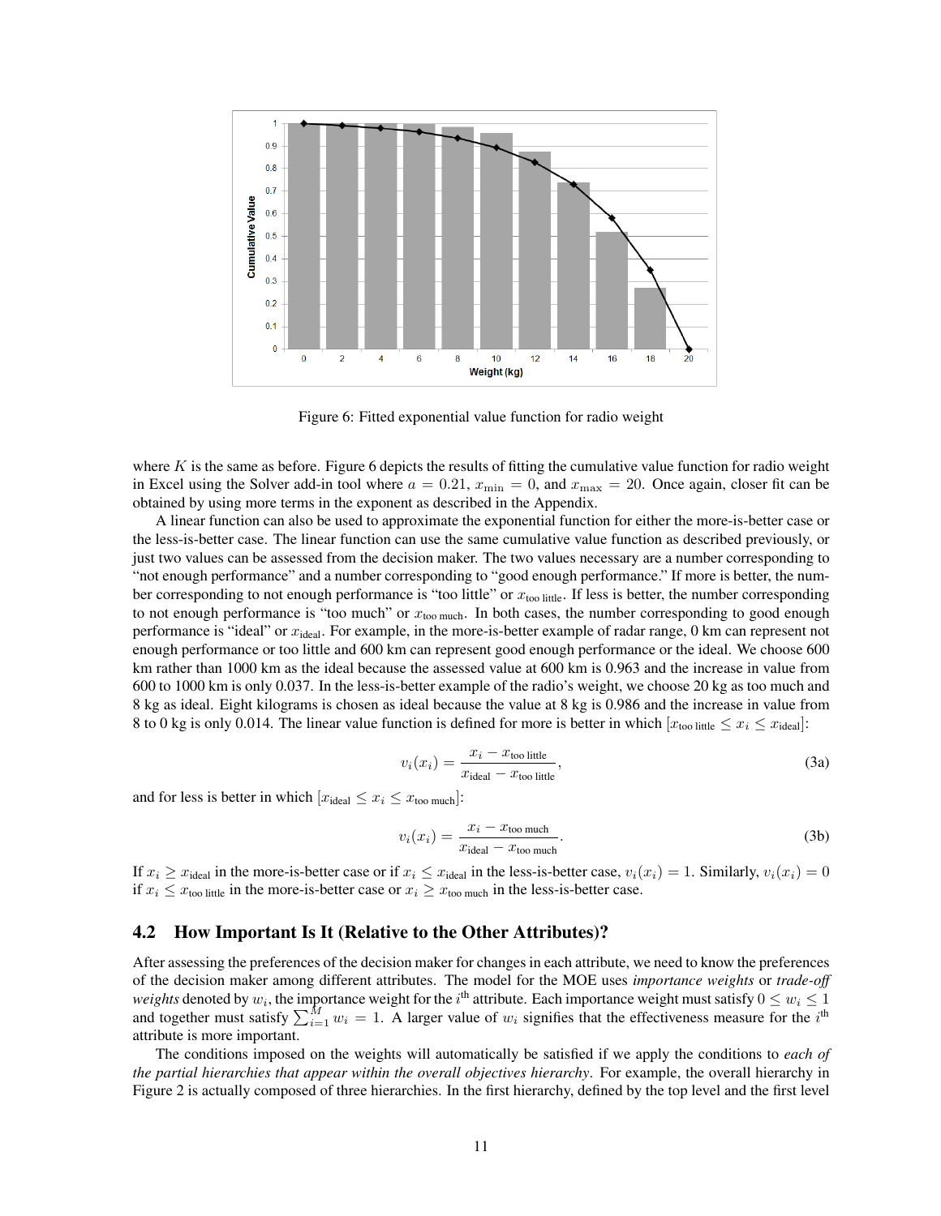Figure 6: Fitted exponential value function for radio weight

where $K$ is the same as before. Figure 6 depicts the results of fitting the cumulative value function for radio weight in Excel using the Solver add-in tool where $a = 0.21$, $x_{\min} = 0$, and $x_{\max} = 20$. Once again, closer fit can be obtained by using more terms in the exponent as described in the Appendix.

A linear function can also be used to approximate the exponential function for either the more-is-better case or the less-is-better case. The linear function can use the same cumulative value function as described previously, or just two values can be assessed from the decision maker. The two values necessary are a number corresponding to "not enough performance" and a number corresponding to "good enough performance." If more is better, the number corresponding to not enough performance is "too little" or $x_{\text{too little}}$. If less is better, the number corresponding to not enough performance is "too much" or $x_{\text{too much}}$. In both cases, the number corresponding to good enough performance is "ideal" or $x_{\text{ideal}}$. For example, in the more-is-better example of radar range, 0 km can represent not enough performance or too little and 600 km can represent good enough performance or the ideal. We choose 600 km rather than 1000 km as the ideal because the assessed value at 600 km is 0.963 and the increase in value from 600 to 1000 km is only 0.037. In the less-is-better example of the radio's weight, we choose 20 kg as too much and 8 kg as ideal. Eight kilograms is chosen as ideal because the value at 8 kg is 0.986 and the increase in value from 8 to 0 kg is only 0.014. The linear value function is defined for more is better in which $[x_{\text{too little}} \le x_i \le x_{\text{ideal}}]$:

$$v_i(x_i) = \frac{x_i - x_{\text{too little}}}{x_{\text{ideal}} - x_{\text{too little}}}, \tag{3a}$$

and for less is better in which $[x_{\text{ideal}} \le x_i \le x_{\text{too much}}]$:

$$v_i(x_i) = \frac{x_i - x_{\text{too much}}}{x_{\text{ideal}} - x_{\text{too much}}}. \tag{3b}$$

If $x_i \ge x_{\text{ideal}}$ in the more-is-better case or if $x_i \le x_{\text{ideal}}$ in the less-is-better case, $v_i(x_i) = 1$. Similarly, $v_i(x_i) = 0$ if $x_i \le x_{\text{too little}}$ in the more-is-better case or $x_i \ge x_{\text{too much}}$ in the less-is-better case.

## 4.2 How Important Is It (Relative to the Other Attributes)?

After assessing the preferences of the decision maker for changes in each attribute, we need to know the preferences of the decision maker among different attributes. The model for the MOE uses *importance weights* or *trade-off weights* denoted by $w_i$, the importance weight for the $i^{\text{th}}$ attribute. Each importance weight must satisfy $0 \le w_i \le 1$ and together must satisfy $\sum_{i=1}^{M} w_i = 1$. A larger value of $w_i$ signifies that the effectiveness measure for the $i^{\text{th}}$ attribute is more important.

The conditions imposed on the weights will automatically be satisfied if we apply the conditions to *each of the partial hierarchies that appear within the overall objectives hierarchy*. For example, the overall hierarchy in Figure 2 is actually composed of three hierarchies. In the first hierarchy, defined by the top level and the first level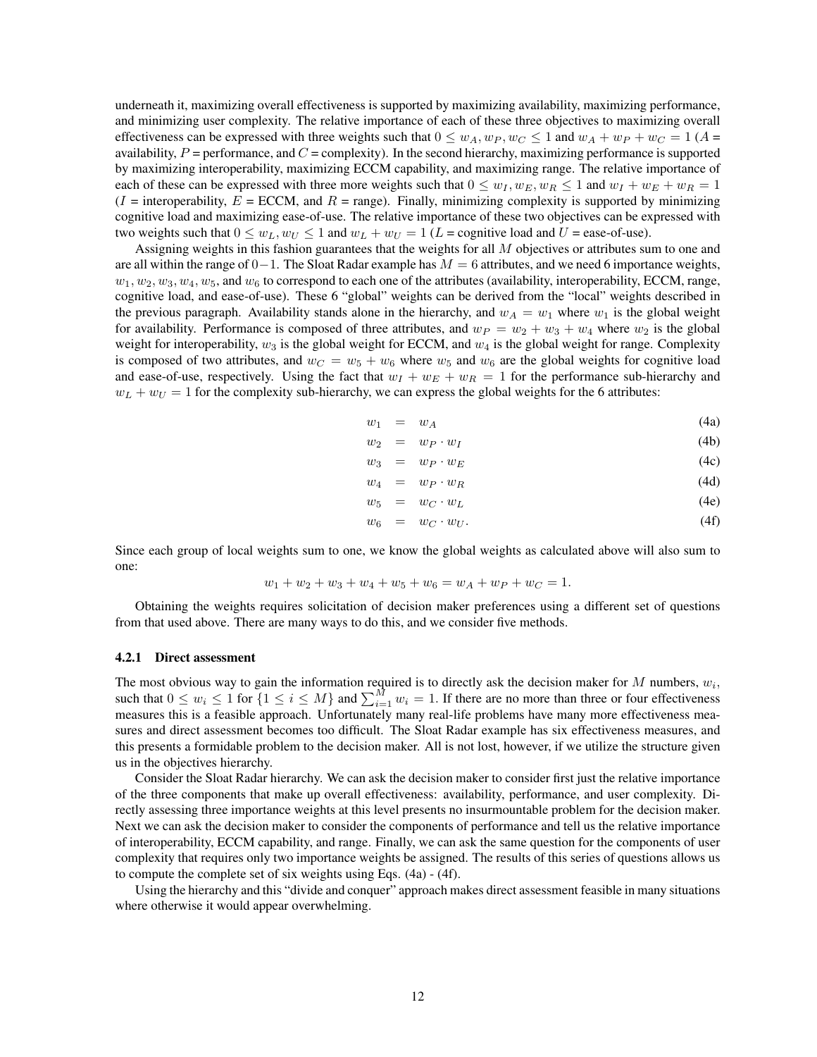underneath it, maximizing overall effectiveness is supported by maximizing availability, maximizing performance, and minimizing user complexity. The relative importance of each of these three objectives to maximizing overall effectiveness can be expressed with three weights such that $0 \leq w_A, w_P, w_C \leq 1$ and $w_A + w_P + w_C = 1$ ($A$ = availability, $P$ = performance, and $C$ = complexity). In the second hierarchy, maximizing performance is supported by maximizing interoperability, maximizing ECCM capability, and maximizing range. The relative importance of each of these can be expressed with three more weights such that $0 \leq w_I, w_E, w_R \leq 1$ and $w_I + w_E + w_R = 1$ ($I$ = interoperability, $E$ = ECCM, and $R$ = range). Finally, minimizing complexity is supported by minimizing cognitive load and maximizing ease-of-use. The relative importance of these two objectives can be expressed with two weights such that $0 \leq w_L, w_U \leq 1$ and $w_L + w_U = 1$ ($L$ = cognitive load and $U$ = ease-of-use).

Assigning weights in this fashion guarantees that the weights for all $M$ objectives or attributes sum to one and are all within the range of $0-1$. The Sloat Radar example has $M = 6$ attributes, and we need 6 importance weights, $w_1, w_2, w_3, w_4, w_5$, and $w_6$ to correspond to each one of the attributes (availability, interoperability, ECCM, range, cognitive load, and ease-of-use). These 6 "global" weights can be derived from the "local" weights described in the previous paragraph. Availability stands alone in the hierarchy, and $w_A = w_1$ where $w_1$ is the global weight for availability. Performance is composed of three attributes, and $w_P = w_2 + w_3 + w_4$ where $w_2$ is the global weight for interoperability, $w_3$ is the global weight for ECCM, and $w_4$ is the global weight for range. Complexity is composed of two attributes, and $w_C = w_5 + w_6$ where $w_5$ and $w_6$ are the global weights for cognitive load and ease-of-use, respectively. Using the fact that $w_I + w_E + w_R = 1$ for the performance sub-hierarchy and $w_L + w_U = 1$ for the complexity sub-hierarchy, we can express the global weights for the 6 attributes:

$$w_1 = w_A \tag{4a}$$

$$w_2 = w_P \cdot w_I \tag{4b}$$

$$w_3 = w_P \cdot w_E \tag{4c}$$

$$w_4 = w_P \cdot w_R \tag{4d}$$

$$w_5 = w_C \cdot w_L \tag{4e}$$

$$w_6 = w_C \cdot w_U. \tag{4f}$$

Since each group of local weights sum to one, we know the global weights as calculated above will also sum to one:

$$w_1 + w_2 + w_3 + w_4 + w_5 + w_6 = w_A + w_P + w_C = 1.$$

Obtaining the weights requires solicitation of decision maker preferences using a different set of questions from that used above. There are many ways to do this, and we consider five methods.

### 4.2.1 Direct assessment

The most obvious way to gain the information required is to directly ask the decision maker for $M$ numbers, $w_i$, such that $0 \leq w_i \leq 1$ for $\{1 \leq i \leq M\}$ and $\sum_{i=1}^{M} w_i = 1$. If there are no more than three or four effectiveness measures this is a feasible approach. Unfortunately many real-life problems have many more effectiveness measures and direct assessment becomes too difficult. The Sloat Radar example has six effectiveness measures, and this presents a formidable problem to the decision maker. All is not lost, however, if we utilize the structure given us in the objectives hierarchy.

Consider the Sloat Radar hierarchy. We can ask the decision maker to consider first just the relative importance of the three components that make up overall effectiveness: availability, performance, and user complexity. Directly assessing three importance weights at this level presents no insurmountable problem for the decision maker. Next we can ask the decision maker to consider the components of performance and tell us the relative importance of interoperability, ECCM capability, and range. Finally, we can ask the same question for the components of user complexity that requires only two importance weights be assigned. The results of this series of questions allows us to compute the complete set of six weights using Eqs. (4a) - (4f).

Using the hierarchy and this "divide and conquer" approach makes direct assessment feasible in many situations where otherwise it would appear overwhelming.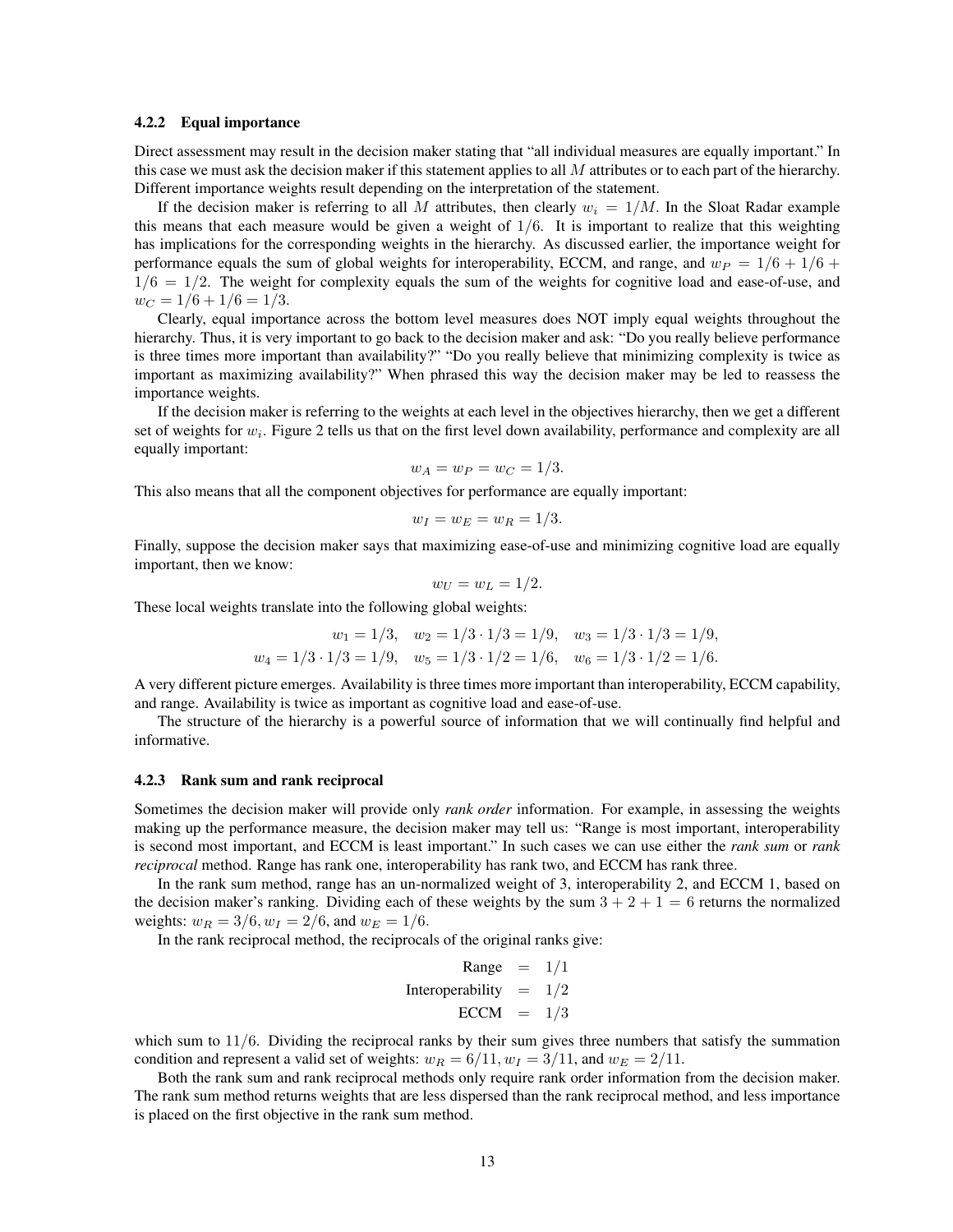### 4.2.2 Equal importance

Direct assessment may result in the decision maker stating that "all individual measures are equally important." In this case we must ask the decision maker if this statement applies to all $M$ attributes or to each part of the hierarchy. Different importance weights result depending on the interpretation of the statement.

If the decision maker is referring to all $M$ attributes, then clearly $w_i = 1/M$. In the Sloat Radar example this means that each measure would be given a weight of $1/6$. It is important to realize that this weighting has implications for the corresponding weights in the hierarchy. As discussed earlier, the importance weight for performance equals the sum of global weights for interoperability, ECCM, and range, and $w_P = 1/6 + 1/6 + 1/6 = 1/2$. The weight for complexity equals the sum of the weights for cognitive load and ease-of-use, and $w_C = 1/6 + 1/6 = 1/3$.

Clearly, equal importance across the bottom level measures does NOT imply equal weights throughout the hierarchy. Thus, it is very important to go back to the decision maker and ask: "Do you really believe performance is three times more important than availability?" "Do you really believe that minimizing complexity is twice as important as maximizing availability?" When phrased this way the decision maker may be led to reassess the importance weights.

If the decision maker is referring to the weights at each level in the objectives hierarchy, then we get a different set of weights for $w_i$. Figure 2 tells us that on the first level down availability, performance and complexity are all equally important:

$$w_A = w_P = w_C = 1/3.$$

This also means that all the component objectives for performance are equally important:

$$w_I = w_E = w_R = 1/3.$$

Finally, suppose the decision maker says that maximizing ease-of-use and minimizing cognitive load are equally important, then we know:

$$w_U = w_L = 1/2.$$

These local weights translate into the following global weights:

$$w_1 = 1/3, \quad w_2 = 1/3 \cdot 1/3 = 1/9, \quad w_3 = 1/3 \cdot 1/3 = 1/9,$$
$$w_4 = 1/3 \cdot 1/3 = 1/9, \quad w_5 = 1/3 \cdot 1/2 = 1/6, \quad w_6 = 1/3 \cdot 1/2 = 1/6.$$

A very different picture emerges. Availability is three times more important than interoperability, ECCM capability, and range. Availability is twice as important as cognitive load and ease-of-use.

The structure of the hierarchy is a powerful source of information that we will continually find helpful and informative.

### 4.2.3 Rank sum and rank reciprocal

Sometimes the decision maker will provide only *rank order* information. For example, in assessing the weights making up the performance measure, the decision maker may tell us: "Range is most important, interoperability is second most important, and ECCM is least important." In such cases we can use either the *rank sum* or *rank reciprocal* method. Range has rank one, interoperability has rank two, and ECCM has rank three.

In the rank sum method, range has an un-normalized weight of 3, interoperability 2, and ECCM 1, based on the decision maker's ranking. Dividing each of these weights by the sum $3 + 2 + 1 = 6$ returns the normalized weights: $w_R = 3/6, w_I = 2/6$, and $w_E = 1/6$.

In the rank reciprocal method, the reciprocals of the original ranks give:

$$\begin{aligned} \text{Range} &= 1/1 \\ \text{Interoperability} &= 1/2 \\ \text{ECCM} &= 1/3 \end{aligned}$$

which sum to $11/6$. Dividing the reciprocal ranks by their sum gives three numbers that satisfy the summation condition and represent a valid set of weights: $w_R = 6/11, w_I = 3/11$, and $w_E = 2/11$.

Both the rank sum and rank reciprocal methods only require rank order information from the decision maker. The rank sum method returns weights that are less dispersed than the rank reciprocal method, and less importance is placed on the first objective in the rank sum method.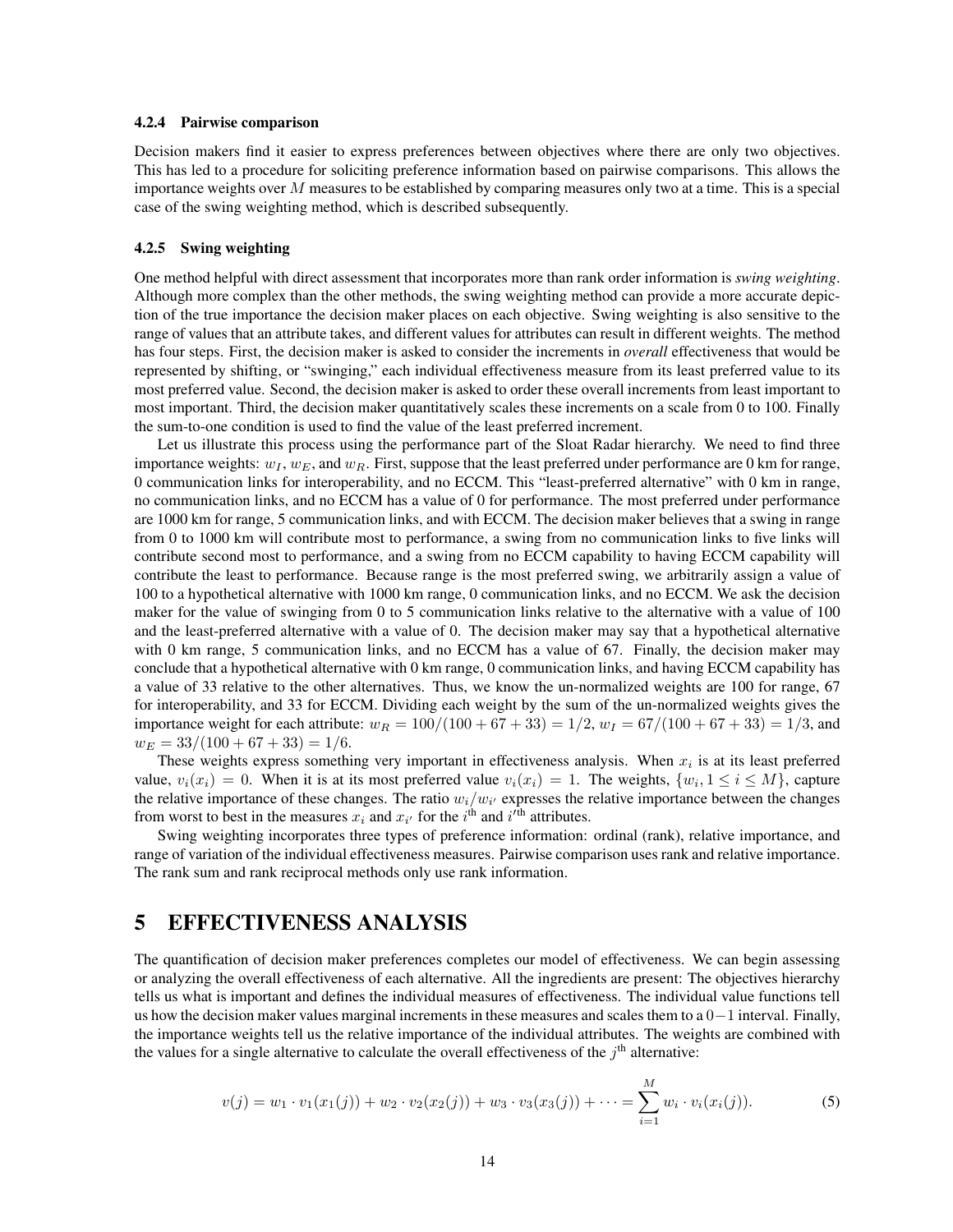#### 4.2.4 Pairwise comparison

Decision makers find it easier to express preferences between objectives where there are only two objectives. This has led to a procedure for soliciting preference information based on pairwise comparisons. This allows the importance weights over $M$ measures to be established by comparing measures only two at a time. This is a special case of the swing weighting method, which is described subsequently.

#### 4.2.5 Swing weighting

One method helpful with direct assessment that incorporates more than rank order information is *swing weighting*. Although more complex than the other methods, the swing weighting method can provide a more accurate depiction of the true importance the decision maker places on each objective. Swing weighting is also sensitive to the range of values that an attribute takes, and different values for attributes can result in different weights. The method has four steps. First, the decision maker is asked to consider the increments in *overall* effectiveness that would be represented by shifting, or "swinging," each individual effectiveness measure from its least preferred value to its most preferred value. Second, the decision maker is asked to order these overall increments from least important to most important. Third, the decision maker quantitatively scales these increments on a scale from 0 to 100. Finally the sum-to-one condition is used to find the value of the least preferred increment.

Let us illustrate this process using the performance part of the Sloat Radar hierarchy. We need to find three importance weights: $w_I$, $w_E$, and $w_R$. First, suppose that the least preferred under performance are 0 km for range, 0 communication links for interoperability, and no ECCM. This "least-preferred alternative" with 0 km in range, no communication links, and no ECCM has a value of 0 for performance. The most preferred under performance are 1000 km for range, 5 communication links, and with ECCM. The decision maker believes that a swing in range from 0 to 1000 km will contribute most to performance, a swing from no communication links to five links will contribute second most to performance, and a swing from no ECCM capability to having ECCM capability will contribute the least to performance. Because range is the most preferred swing, we arbitrarily assign a value of 100 to a hypothetical alternative with 1000 km range, 0 communication links, and no ECCM. We ask the decision maker for the value of swinging from 0 to 5 communication links relative to the alternative with a value of 100 and the least-preferred alternative with a value of 0. The decision maker may say that a hypothetical alternative with 0 km range, 5 communication links, and no ECCM has a value of 67. Finally, the decision maker may conclude that a hypothetical alternative with 0 km range, 0 communication links, and having ECCM capability has a value of 33 relative to the other alternatives. Thus, we know the un-normalized weights are 100 for range, 67 for interoperability, and 33 for ECCM. Dividing each weight by the sum of the un-normalized weights gives the importance weight for each attribute: $w_R = 100/(100 + 67 + 33) = 1/2$, $w_I = 67/(100 + 67 + 33) = 1/3$, and $w_E = 33/(100 + 67 + 33) = 1/6$.

These weights express something very important in effectiveness analysis. When $x_i$ is at its least preferred value, $v_i(x_i) = 0$. When it is at its most preferred value $v_i(x_i) = 1$. The weights, $\{w_i, 1 \leq i \leq M\}$, capture the relative importance of these changes. The ratio $w_i/w_{i'}$ expresses the relative importance between the changes from worst to best in the measures $x_i$ and $x_{i'}$ for the $i^{\text{th}}$ and $i'^{\text{th}}$ attributes.

Swing weighting incorporates three types of preference information: ordinal (rank), relative importance, and range of variation of the individual effectiveness measures. Pairwise comparison uses rank and relative importance. The rank sum and rank reciprocal methods only use rank information.

# 5 EFFECTIVENESS ANALYSIS

The quantification of decision maker preferences completes our model of effectiveness. We can begin assessing or analyzing the overall effectiveness of each alternative. All the ingredients are present: The objectives hierarchy tells us what is important and defines the individual measures of effectiveness. The individual value functions tell us how the decision maker values marginal increments in these measures and scales them to a $0-1$ interval. Finally, the importance weights tell us the relative importance of the individual attributes. The weights are combined with the values for a single alternative to calculate the overall effectiveness of the $j^{\text{th}}$ alternative:

$$v(j) = w_1 \cdot v_1(x_1(j)) + w_2 \cdot v_2(x_2(j)) + w_3 \cdot v_3(x_3(j)) + \cdots = \sum_{i=1}^{M} w_i \cdot v_i(x_i(j)). \tag{5}$$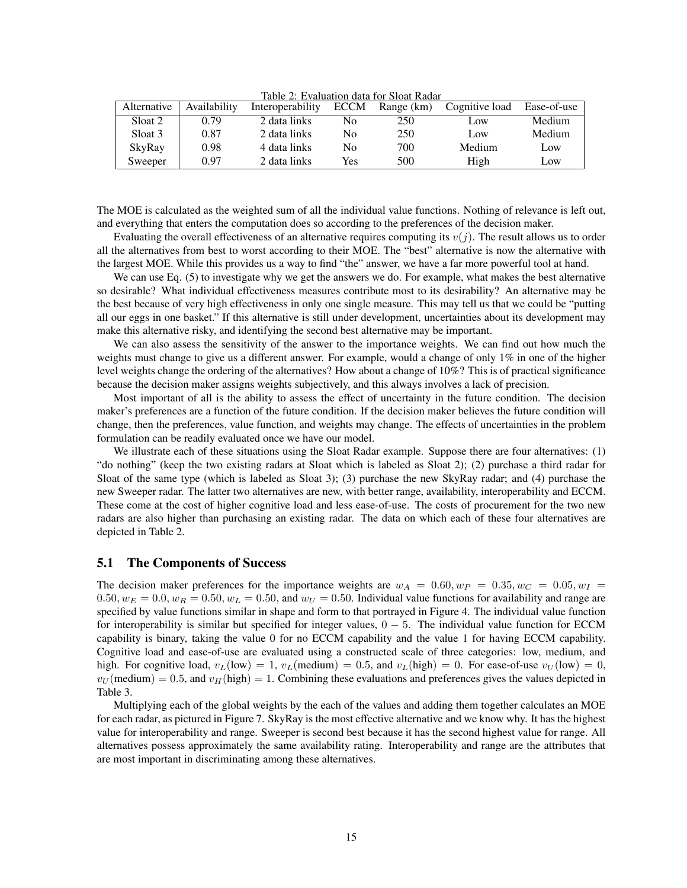Table 2: Evaluation data for Sloat Radar

| Alternative | Availability | Interoperability | ECCM | Range (km) | Cognitive load | Ease-of-use |
|---|---|---|---|---|---|---|
| Sloat 2 | 0.79 | 2 data links | No | 250 | Low | Medium |
| Sloat 3 | 0.87 | 2 data links | No | 250 | Low | Medium |
| SkyRay | 0.98 | 4 data links | No | 700 | Medium | Low |
| Sweeper | 0.97 | 2 data links | Yes | 500 | High | Low |

The MOE is calculated as the weighted sum of all the individual value functions. Nothing of relevance is left out, and everything that enters the computation does so according to the preferences of the decision maker.

Evaluating the overall effectiveness of an alternative requires computing its $v(j)$. The result allows us to order all the alternatives from best to worst according to their MOE. The "best" alternative is now the alternative with the largest MOE. While this provides us a way to find "the" answer, we have a far more powerful tool at hand.

We can use Eq. (5) to investigate why we get the answers we do. For example, what makes the best alternative so desirable? What individual effectiveness measures contribute most to its desirability? An alternative may be the best because of very high effectiveness in only one single measure. This may tell us that we could be "putting all our eggs in one basket." If this alternative is still under development, uncertainties about its development may make this alternative risky, and identifying the second best alternative may be important.

We can also assess the sensitivity of the answer to the importance weights. We can find out how much the weights must change to give us a different answer. For example, would a change of only 1% in one of the higher level weights change the ordering of the alternatives? How about a change of 10%? This is of practical significance because the decision maker assigns weights subjectively, and this always involves a lack of precision.

Most important of all is the ability to assess the effect of uncertainty in the future condition. The decision maker's preferences are a function of the future condition. If the decision maker believes the future condition will change, then the preferences, value function, and weights may change. The effects of uncertainties in the problem formulation can be readily evaluated once we have our model.

We illustrate each of these situations using the Sloat Radar example. Suppose there are four alternatives: (1) "do nothing" (keep the two existing radars at Sloat which is labeled as Sloat 2); (2) purchase a third radar for Sloat of the same type (which is labeled as Sloat 3); (3) purchase the new SkyRay radar; and (4) purchase the new Sweeper radar. The latter two alternatives are new, with better range, availability, interoperability and ECCM. These come at the cost of higher cognitive load and less ease-of-use. The costs of procurement for the two new radars are also higher than purchasing an existing radar. The data on which each of these four alternatives are depicted in Table 2.

## 5.1 The Components of Success

The decision maker preferences for the importance weights are $w_A = 0.60, w_P = 0.35, w_C = 0.05, w_I = 0.50, w_E = 0.0, w_R = 0.50, w_L = 0.50$, and $w_U = 0.50$. Individual value functions for availability and range are specified by value functions similar in shape and form to that portrayed in Figure 4. The individual value function for interoperability is similar but specified for integer values, $0 - 5$. The individual value function for ECCM capability is binary, taking the value 0 for no ECCM capability and the value 1 for having ECCM capability. Cognitive load and ease-of-use are evaluated using a constructed scale of three categories: low, medium, and high. For cognitive load, $v_L(\text{low}) = 1$, $v_L(\text{medium}) = 0.5$, and $v_L(\text{high}) = 0$. For ease-of-use $v_U(\text{low}) = 0$, $v_U(\text{medium}) = 0.5$, and $v_H(\text{high}) = 1$. Combining these evaluations and preferences gives the values depicted in Table 3.

Multiplying each of the global weights by the each of the values and adding them together calculates an MOE for each radar, as pictured in Figure 7. SkyRay is the most effective alternative and we know why. It has the highest value for interoperability and range. Sweeper is second best because it has the second highest value for range. All alternatives possess approximately the same availability rating. Interoperability and range are the attributes that are most important in discriminating among these alternatives.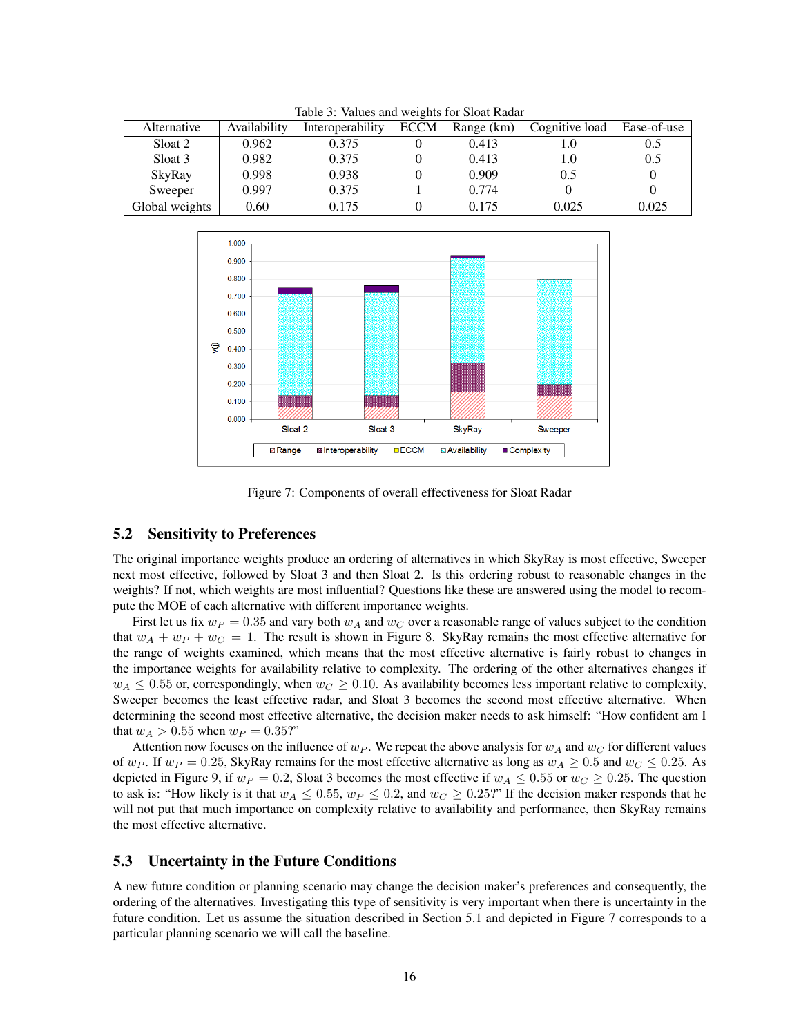Table 3: Values and weights for Sloat Radar

| Alternative | Availability | Interoperability | ECCM | Range (km) | Cognitive load | Ease-of-use |
|---|---|---|---|---|---|---|
| Sloat 2 | 0.962 | 0.375 | 0 | 0.413 | 1.0 | 0.5 |
| Sloat 3 | 0.982 | 0.375 | 0 | 0.413 | 1.0 | 0.5 |
| SkyRay | 0.998 | 0.938 | 0 | 0.909 | 0.5 | 0 |
| Sweeper | 0.997 | 0.375 | 1 | 0.774 | 0 | 0 |
| Global weights | 0.60 | 0.175 | 0 | 0.175 | 0.025 | 0.025 |

Figure 7: Components of overall effectiveness for Sloat Radar

## 5.2 Sensitivity to Preferences

The original importance weights produce an ordering of alternatives in which SkyRay is most effective, Sweeper next most effective, followed by Sloat 3 and then Sloat 2. Is this ordering robust to reasonable changes in the weights? If not, which weights are most influential? Questions like these are answered using the model to recompute the MOE of each alternative with different importance weights.

First let us fix $w_P = 0.35$ and vary both $w_A$ and $w_C$ over a reasonable range of values subject to the condition that $w_A + w_P + w_C = 1$. The result is shown in Figure 8. SkyRay remains the most effective alternative for the range of weights examined, which means that the most effective alternative is fairly robust to changes in the importance weights for availability relative to complexity. The ordering of the other alternatives changes if $w_A \leq 0.55$ or, correspondingly, when $w_C \geq 0.10$. As availability becomes less important relative to complexity, Sweeper becomes the least effective radar, and Sloat 3 becomes the second most effective alternative. When determining the second most effective alternative, the decision maker needs to ask himself: "How confident am I that $w_A > 0.55$ when $w_P = 0.35$?"

Attention now focuses on the influence of $w_P$. We repeat the above analysis for $w_A$ and $w_C$ for different values of $w_P$. If $w_P = 0.25$, SkyRay remains for the most effective alternative as long as $w_A \geq 0.5$ and $w_C \leq 0.25$. As depicted in Figure 9, if $w_P = 0.2$, Sloat 3 becomes the most effective if $w_A \leq 0.55$ or $w_C \geq 0.25$. The question to ask is: "How likely is it that $w_A \leq 0.55$, $w_P \leq 0.2$, and $w_C \geq 0.25$?" If the decision maker responds that he will not put that much importance on complexity relative to availability and performance, then SkyRay remains the most effective alternative.

## 5.3 Uncertainty in the Future Conditions

A new future condition or planning scenario may change the decision maker's preferences and consequently, the ordering of the alternatives. Investigating this type of sensitivity is very important when there is uncertainty in the future condition. Let us assume the situation described in Section 5.1 and depicted in Figure 7 corresponds to a particular planning scenario we will call the baseline.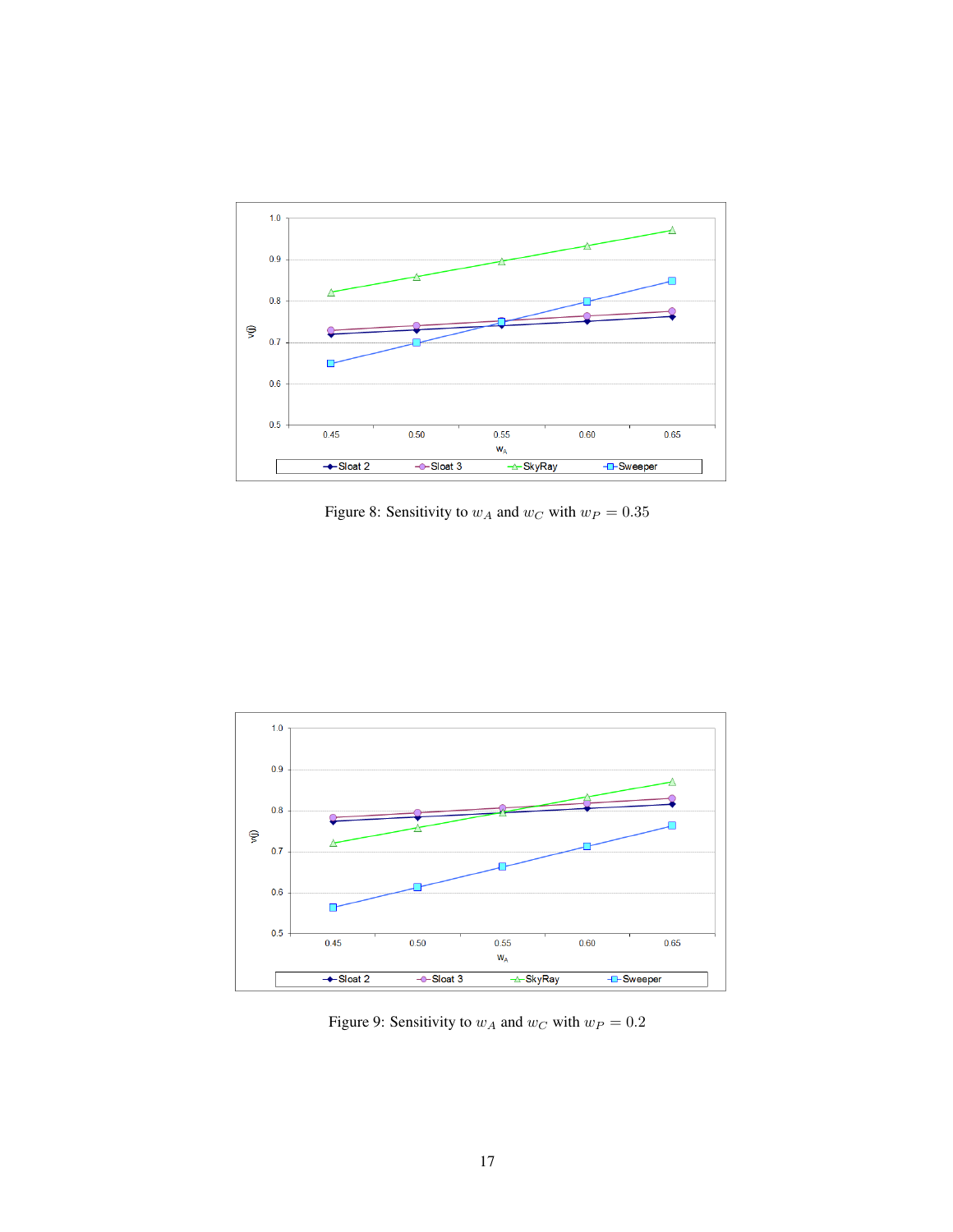Figure 8: Sensitivity to $w_A$ and $w_C$ with $w_P = 0.35$

Figure 9: Sensitivity to $w_A$ and $w_C$ with $w_P = 0.2$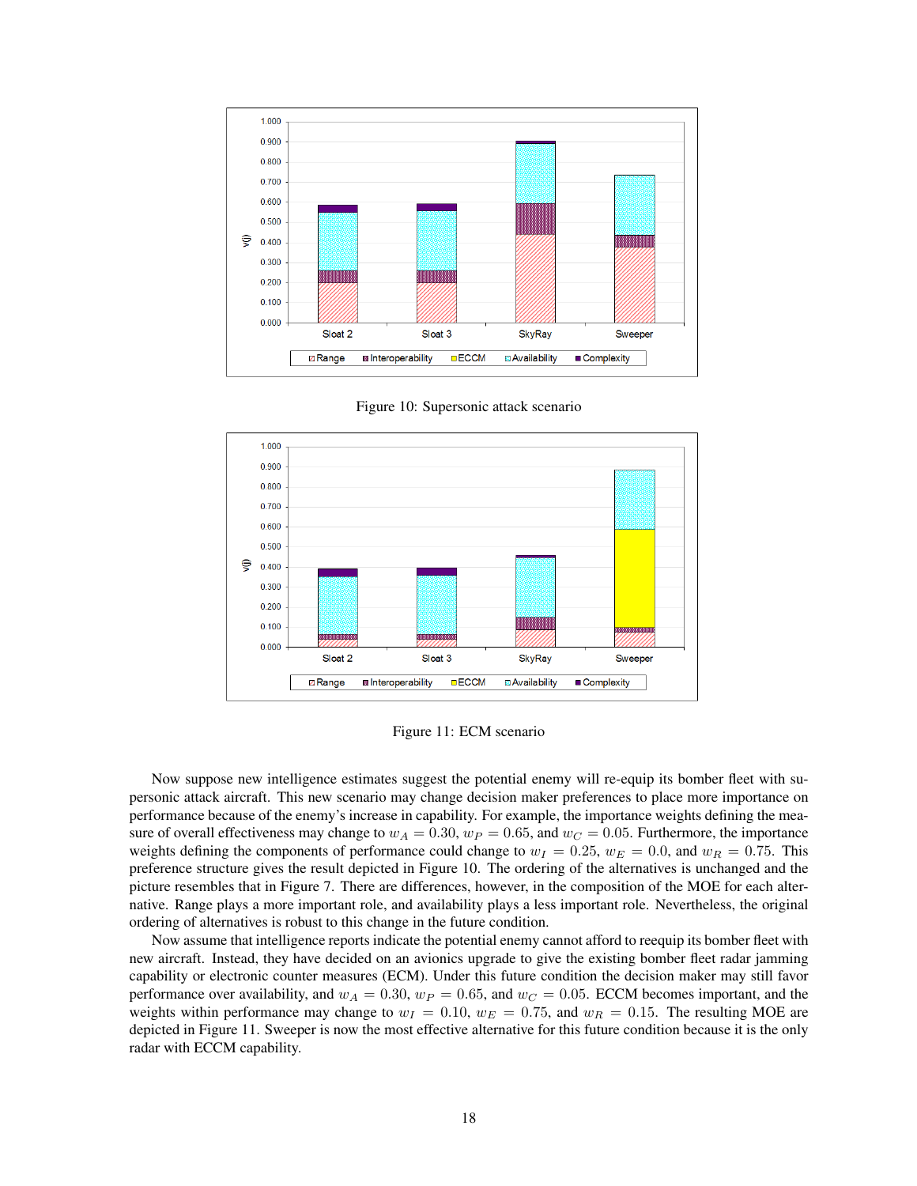Figure 10: Supersonic attack scenario

Figure 11: ECM scenario

Now suppose new intelligence estimates suggest the potential enemy will re-equip its bomber fleet with supersonic attack aircraft. This new scenario may change decision maker preferences to place more importance on performance because of the enemy's increase in capability. For example, the importance weights defining the measure of overall effectiveness may change to $w_A = 0.30$, $w_P = 0.65$, and $w_C = 0.05$. Furthermore, the importance weights defining the components of performance could change to $w_I = 0.25$, $w_E = 0.0$, and $w_R = 0.75$. This preference structure gives the result depicted in Figure 10. The ordering of the alternatives is unchanged and the picture resembles that in Figure 7. There are differences, however, in the composition of the MOE for each alternative. Range plays a more important role, and availability plays a less important role. Nevertheless, the original ordering of alternatives is robust to this change in the future condition.

Now assume that intelligence reports indicate the potential enemy cannot afford to reequip its bomber fleet with new aircraft. Instead, they have decided on an avionics upgrade to give the existing bomber fleet radar jamming capability or electronic counter measures (ECM). Under this future condition the decision maker may still favor performance over availability, and $w_A = 0.30$, $w_P = 0.65$, and $w_C = 0.05$. ECCM becomes important, and the weights within performance may change to $w_I = 0.10$, $w_E = 0.75$, and $w_R = 0.15$. The resulting MOE are depicted in Figure 11. Sweeper is now the most effective alternative for this future condition because it is the only radar with ECCM capability.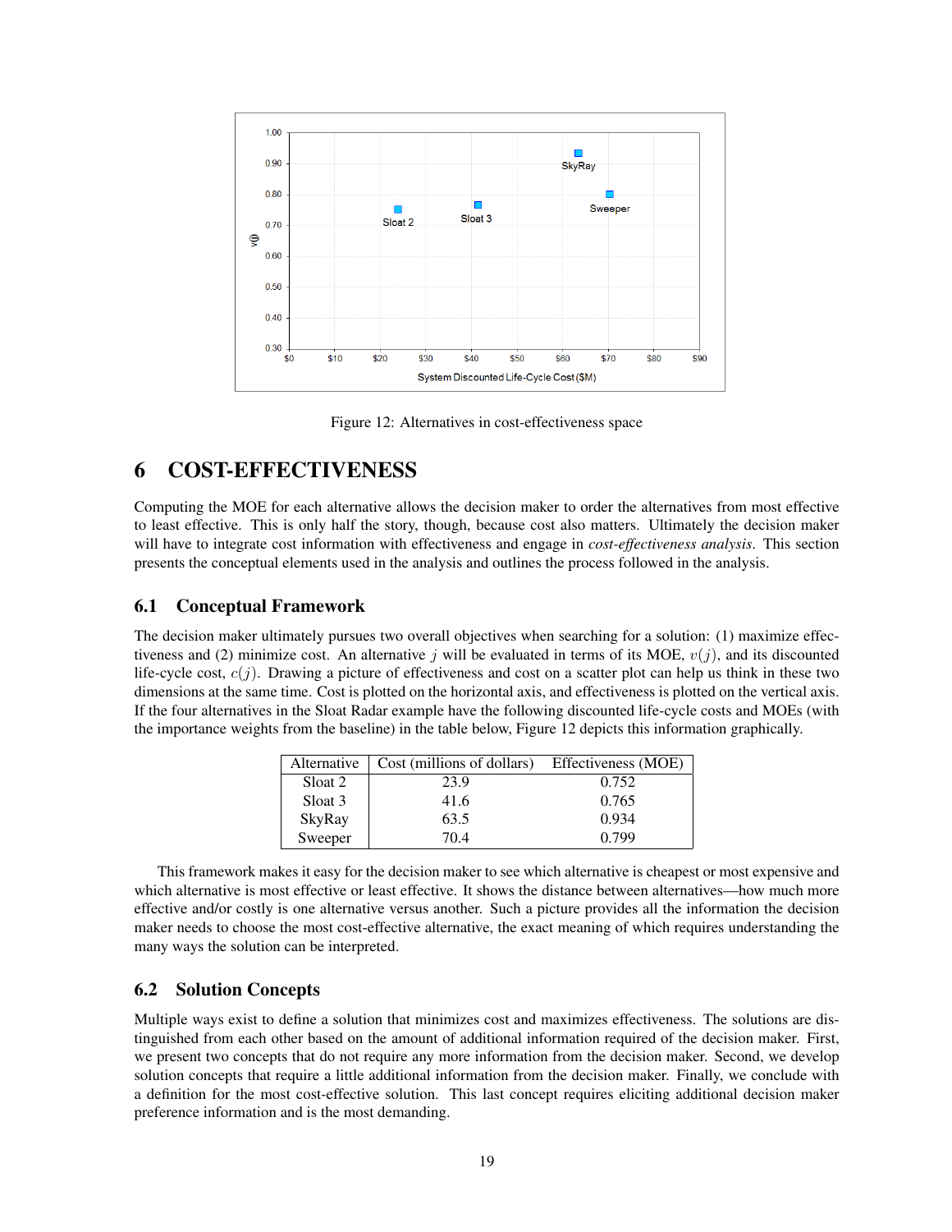Figure 12: Alternatives in cost-effectiveness space

# 6 COST-EFFECTIVENESS

Computing the MOE for each alternative allows the decision maker to order the alternatives from most effective to least effective. This is only half the story, though, because cost also matters. Ultimately the decision maker will have to integrate cost information with effectiveness and engage in *cost-effectiveness analysis*. This section presents the conceptual elements used in the analysis and outlines the process followed in the analysis.

## 6.1 Conceptual Framework

The decision maker ultimately pursues two overall objectives when searching for a solution: (1) maximize effectiveness and (2) minimize cost. An alternative $j$ will be evaluated in terms of its MOE, $v(j)$, and its discounted life-cycle cost, $c(j)$. Drawing a picture of effectiveness and cost on a scatter plot can help us think in these two dimensions at the same time. Cost is plotted on the horizontal axis, and effectiveness is plotted on the vertical axis. If the four alternatives in the Sloat Radar example have the following discounted life-cycle costs and MOEs (with the importance weights from the baseline) in the table below, Figure 12 depicts this information graphically.

| Alternative | Cost (millions of dollars) | Effectiveness (MOE) |
|---|---|---|
| Sloat 2 | 23.9 | 0.752 |
| Sloat 3 | 41.6 | 0.765 |
| SkyRay | 63.5 | 0.934 |
| Sweeper | 70.4 | 0.799 |

This framework makes it easy for the decision maker to see which alternative is cheapest or most expensive and which alternative is most effective or least effective. It shows the distance between alternatives—how much more effective and/or costly is one alternative versus another. Such a picture provides all the information the decision maker needs to choose the most cost-effective alternative, the exact meaning of which requires understanding the many ways the solution can be interpreted.

## 6.2 Solution Concepts

Multiple ways exist to define a solution that minimizes cost and maximizes effectiveness. The solutions are distinguished from each other based on the amount of additional information required of the decision maker. First, we present two concepts that do not require any more information from the decision maker. Second, we develop solution concepts that require a little additional information from the decision maker. Finally, we conclude with a definition for the most cost-effective solution. This last concept requires eliciting additional decision maker preference information and is the most demanding.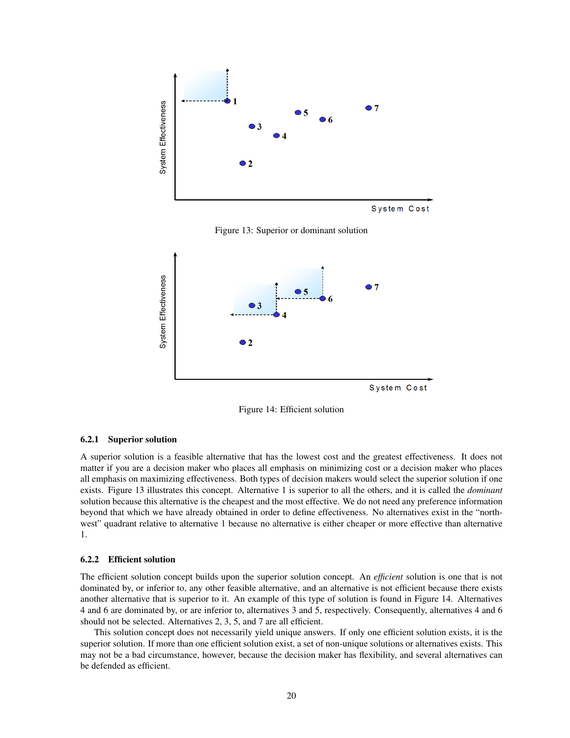Figure 13: Superior or dominant solution

Figure 14: Efficient solution

### 6.2.1 Superior solution

A superior solution is a feasible alternative that has the lowest cost and the greatest effectiveness. It does not matter if you are a decision maker who places all emphasis on minimizing cost or a decision maker who places all emphasis on maximizing effectiveness. Both types of decision makers would select the superior solution if one exists. Figure 13 illustrates this concept. Alternative 1 is superior to all the others, and it is called the *dominant* solution because this alternative is the cheapest and the most effective. We do not need any preference information beyond that which we have already obtained in order to define effectiveness. No alternatives exist in the "north-west" quadrant relative to alternative 1 because no alternative is either cheaper or more effective than alternative 1.

### 6.2.2 Efficient solution

The efficient solution concept builds upon the superior solution concept. An *efficient* solution is one that is not dominated by, or inferior to, any other feasible alternative, and an alternative is not efficient because there exists another alternative that is superior to it. An example of this type of solution is found in Figure 14. Alternatives 4 and 6 are dominated by, or are inferior to, alternatives 3 and 5, respectively. Consequently, alternatives 4 and 6 should not be selected. Alternatives 2, 3, 5, and 7 are all efficient.

This solution concept does not necessarily yield unique answers. If only one efficient solution exists, it is the superior solution. If more than one efficient solution exist, a set of non-unique solutions or alternatives exists. This may not be a bad circumstance, however, because the decision maker has flexibility, and several alternatives can be defended as efficient.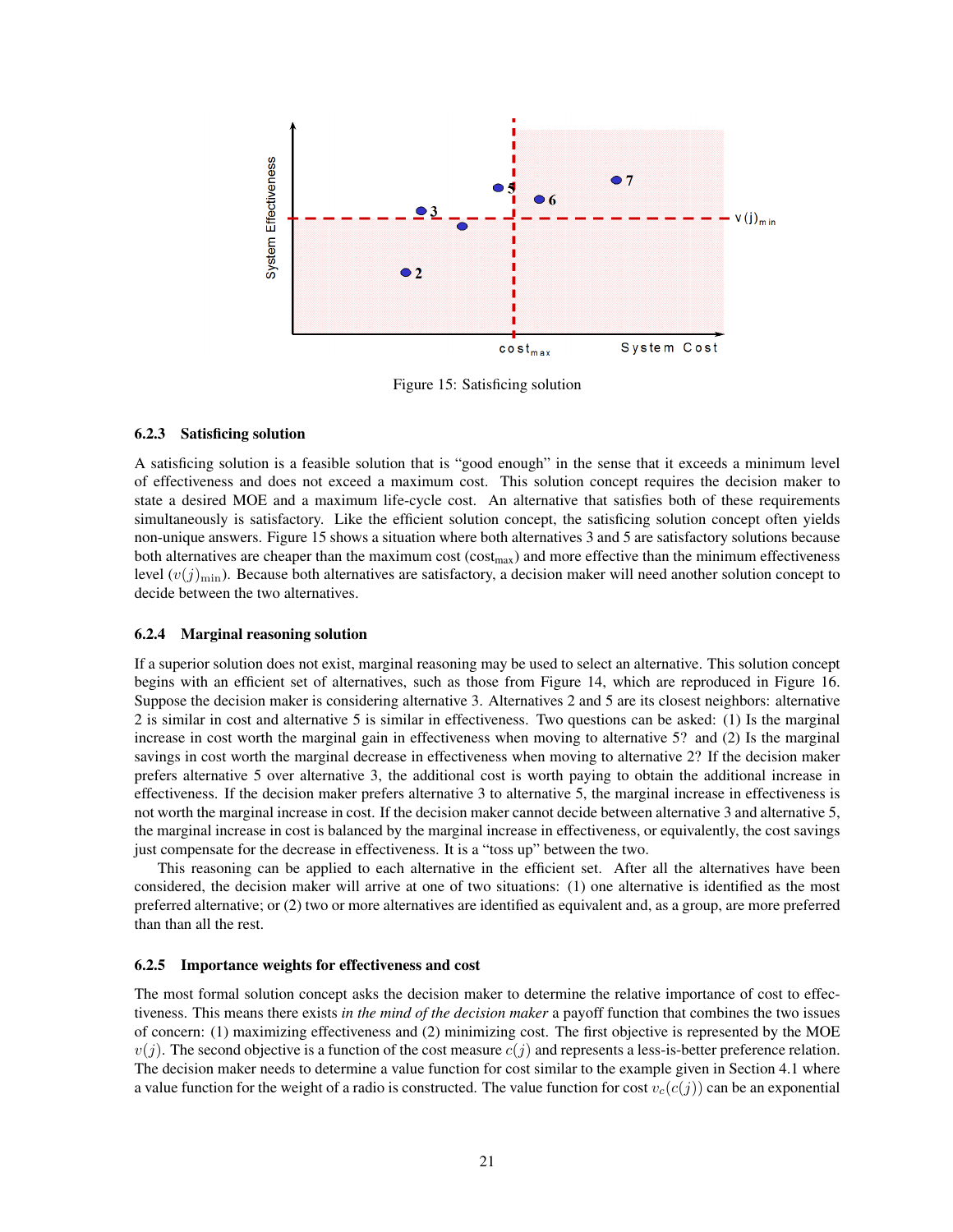Figure 15: Satisficing solution

### 6.2.3 Satisficing solution

A satisficing solution is a feasible solution that is "good enough" in the sense that it exceeds a minimum level of effectiveness and does not exceed a maximum cost. This solution concept requires the decision maker to state a desired MOE and a maximum life-cycle cost. An alternative that satisfies both of these requirements simultaneously is satisfactory. Like the efficient solution concept, the satisficing solution concept often yields non-unique answers. Figure 15 shows a situation where both alternatives 3 and 5 are satisfactory solutions because both alternatives are cheaper than the maximum cost ($\text{cost}_{\text{max}}$) and more effective than the minimum effectiveness level ($v(j)_{\text{min}}$). Because both alternatives are satisfactory, a decision maker will need another solution concept to decide between the two alternatives.

### 6.2.4 Marginal reasoning solution

If a superior solution does not exist, marginal reasoning may be used to select an alternative. This solution concept begins with an efficient set of alternatives, such as those from Figure 14, which are reproduced in Figure 16. Suppose the decision maker is considering alternative 3. Alternatives 2 and 5 are its closest neighbors: alternative 2 is similar in cost and alternative 5 is similar in effectiveness. Two questions can be asked: (1) Is the marginal increase in cost worth the marginal gain in effectiveness when moving to alternative 5? and (2) Is the marginal savings in cost worth the marginal decrease in effectiveness when moving to alternative 2? If the decision maker prefers alternative 5 over alternative 3, the additional cost is worth paying to obtain the additional increase in effectiveness. If the decision maker prefers alternative 3 to alternative 5, the marginal increase in effectiveness is not worth the marginal increase in cost. If the decision maker cannot decide between alternative 3 and alternative 5, the marginal increase in cost is balanced by the marginal increase in effectiveness, or equivalently, the cost savings just compensate for the decrease in effectiveness. It is a "toss up" between the two.

This reasoning can be applied to each alternative in the efficient set. After all the alternatives have been considered, the decision maker will arrive at one of two situations: (1) one alternative is identified as the most preferred alternative; or (2) two or more alternatives are identified as equivalent and, as a group, are more preferred than than all the rest.

### 6.2.5 Importance weights for effectiveness and cost

The most formal solution concept asks the decision maker to determine the relative importance of cost to effectiveness. This means there exists *in the mind of the decision maker* a payoff function that combines the two issues of concern: (1) maximizing effectiveness and (2) minimizing cost. The first objective is represented by the MOE $v(j)$. The second objective is a function of the cost measure $c(j)$ and represents a less-is-better preference relation. The decision maker needs to determine a value function for cost similar to the example given in Section 4.1 where a value function for the weight of a radio is constructed. The value function for cost $v_c(c(j))$ can be an exponential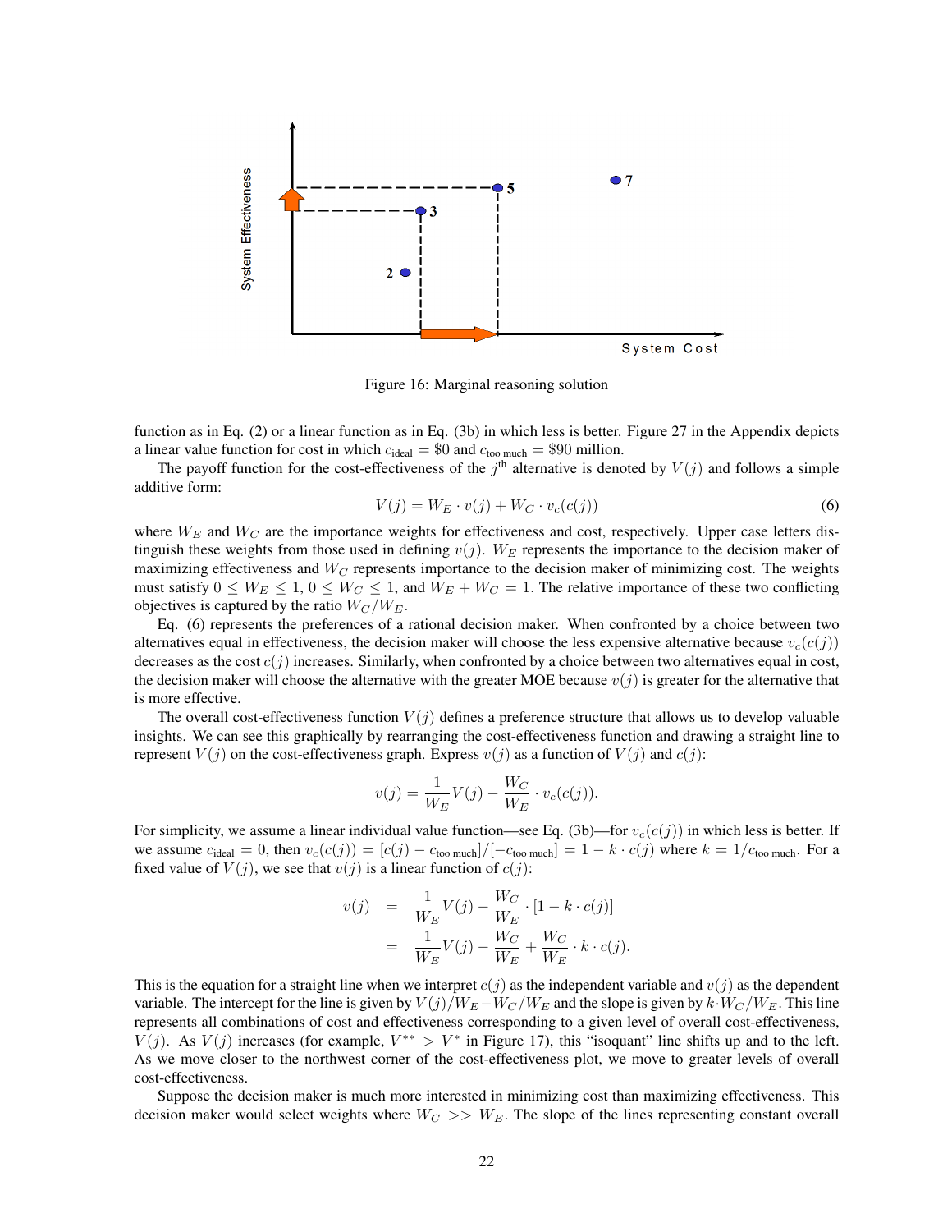Figure 16: Marginal reasoning solution

function as in Eq. (2) or a linear function as in Eq. (3b) in which less is better. Figure 27 in the Appendix depicts a linear value function for cost in which $c_{\text{ideal}} = \$0$ and $c_{\text{too much}} = \$90$ million.

The payoff function for the cost-effectiveness of the $j^{\text{th}}$ alternative is denoted by $V(j)$ and follows a simple additive form:

$$V(j) = W_E \cdot v(j) + W_C \cdot v_c(c(j)) \tag{6}$$

where $W_E$ and $W_C$ are the importance weights for effectiveness and cost, respectively. Upper case letters distinguish these weights from those used in defining $v(j)$. $W_E$ represents the importance to the decision maker of maximizing effectiveness and $W_C$ represents importance to the decision maker of minimizing cost. The weights must satisfy $0 \leq W_E \leq 1$, $0 \leq W_C \leq 1$, and $W_E + W_C = 1$. The relative importance of these two conflicting objectives is captured by the ratio $W_C/W_E$.

Eq. (6) represents the preferences of a rational decision maker. When confronted by a choice between two alternatives equal in effectiveness, the decision maker will choose the less expensive alternative because $v_c(c(j))$ decreases as the cost $c(j)$ increases. Similarly, when confronted by a choice between two alternatives equal in cost, the decision maker will choose the alternative with the greater MOE because $v(j)$ is greater for the alternative that is more effective.

The overall cost-effectiveness function $V(j)$ defines a preference structure that allows us to develop valuable insights. We can see this graphically by rearranging the cost-effectiveness function and drawing a straight line to represent $V(j)$ on the cost-effectiveness graph. Express $v(j)$ as a function of $V(j)$ and $c(j)$:

$$v(j) = \frac{1}{W_E} V(j) - \frac{W_C}{W_E} \cdot v_c(c(j)).$$

For simplicity, we assume a linear individual value function—see Eq. (3b)—for $v_c(c(j))$ in which less is better. If we assume $c_{\text{ideal}} = 0$, then $v_c(c(j)) = [c(j) - c_{\text{too much}}]/[-c_{\text{too much}}] = 1 - k \cdot c(j)$ where $k = 1/c_{\text{too much}}$. For a fixed value of $V(j)$, we see that $v(j)$ is a linear function of $c(j)$:

$$\begin{aligned}
v(j) &= \frac{1}{W_E} V(j) - \frac{W_C}{W_E} \cdot [1 - k \cdot c(j)] \\
&= \frac{1}{W_E} V(j) - \frac{W_C}{W_E} + \frac{W_C}{W_E} \cdot k \cdot c(j).
\end{aligned}$$

This is the equation for a straight line when we interpret $c(j)$ as the independent variable and $v(j)$ as the dependent variable. The intercept for the line is given by $V(j)/W_E - W_C/W_E$ and the slope is given by $k \cdot W_C/W_E$. This line represents all combinations of cost and effectiveness corresponding to a given level of overall cost-effectiveness, $V(j)$. As $V(j)$ increases (for example, $V^{**} > V^{*}$ in Figure 17), this "isoquant" line shifts up and to the left. As we move closer to the northwest corner of the cost-effectiveness plot, we move to greater levels of overall cost-effectiveness.

Suppose the decision maker is much more interested in minimizing cost than maximizing effectiveness. This decision maker would select weights where $W_C >> W_E$. The slope of the lines representing constant overall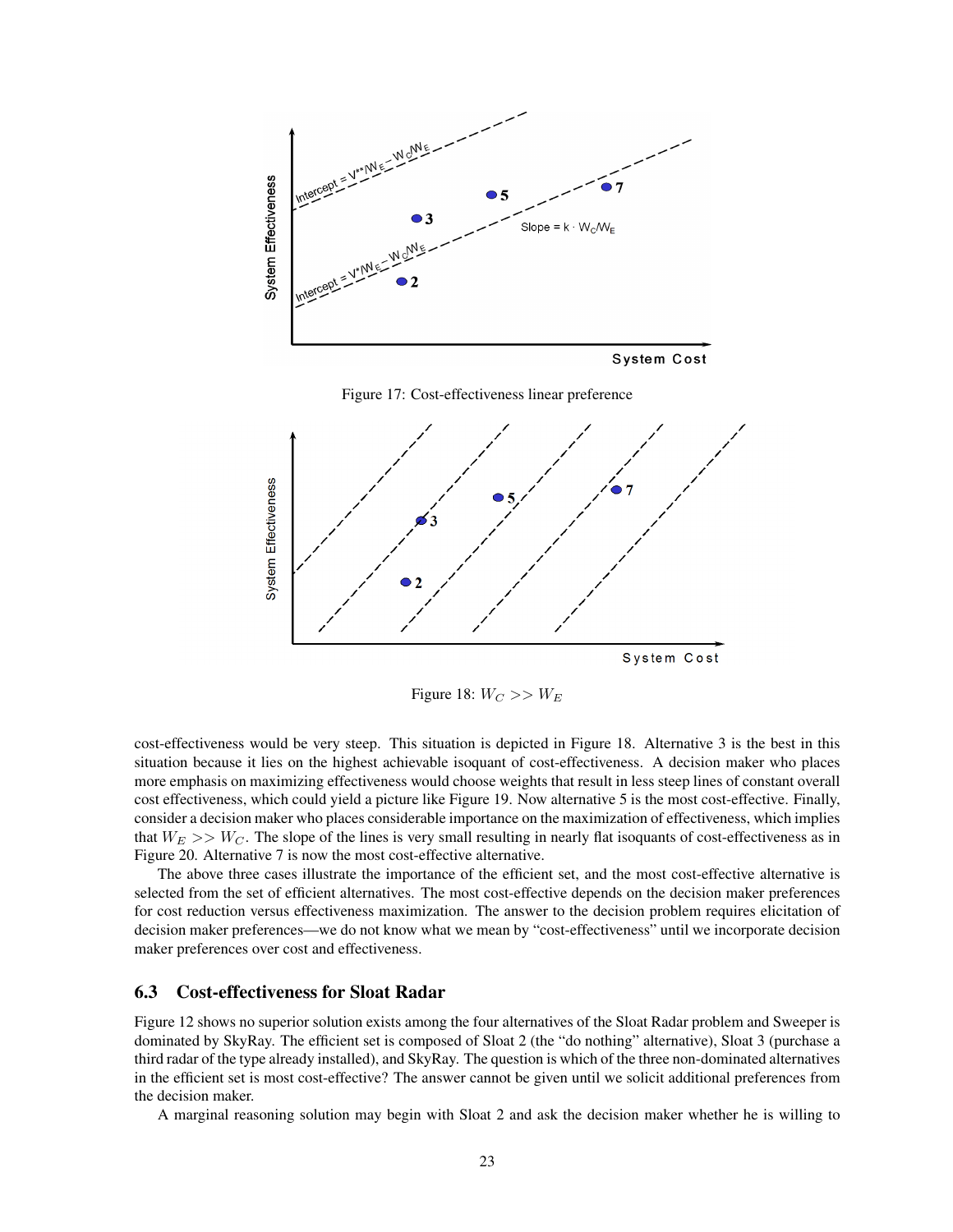Figure 17: Cost-effectiveness linear preference

Figure 18: $W_C >> W_E$

cost-effectiveness would be very steep. This situation is depicted in Figure 18. Alternative 3 is the best in this situation because it lies on the highest achievable isoquant of cost-effectiveness. A decision maker who places more emphasis on maximizing effectiveness would choose weights that result in less steep lines of constant overall cost effectiveness, which could yield a picture like Figure 19. Now alternative 5 is the most cost-effective. Finally, consider a decision maker who places considerable importance on the maximization of effectiveness, which implies that $W_E >> W_C$. The slope of the lines is very small resulting in nearly flat isoquants of cost-effectiveness as in Figure 20. Alternative 7 is now the most cost-effective alternative.

The above three cases illustrate the importance of the efficient set, and the most cost-effective alternative is selected from the set of efficient alternatives. The most cost-effective depends on the decision maker preferences for cost reduction versus effectiveness maximization. The answer to the decision problem requires elicitation of decision maker preferences—we do not know what we mean by "cost-effectiveness" until we incorporate decision maker preferences over cost and effectiveness.

### 6.3 Cost-effectiveness for Sloat Radar

Figure 12 shows no superior solution exists among the four alternatives of the Sloat Radar problem and Sweeper is dominated by SkyRay. The efficient set is composed of Sloat 2 (the "do nothing" alternative), Sloat 3 (purchase a third radar of the type already installed), and SkyRay. The question is which of the three non-dominated alternatives in the efficient set is most cost-effective? The answer cannot be given until we solicit additional preferences from the decision maker.

A marginal reasoning solution may begin with Sloat 2 and ask the decision maker whether he is willing to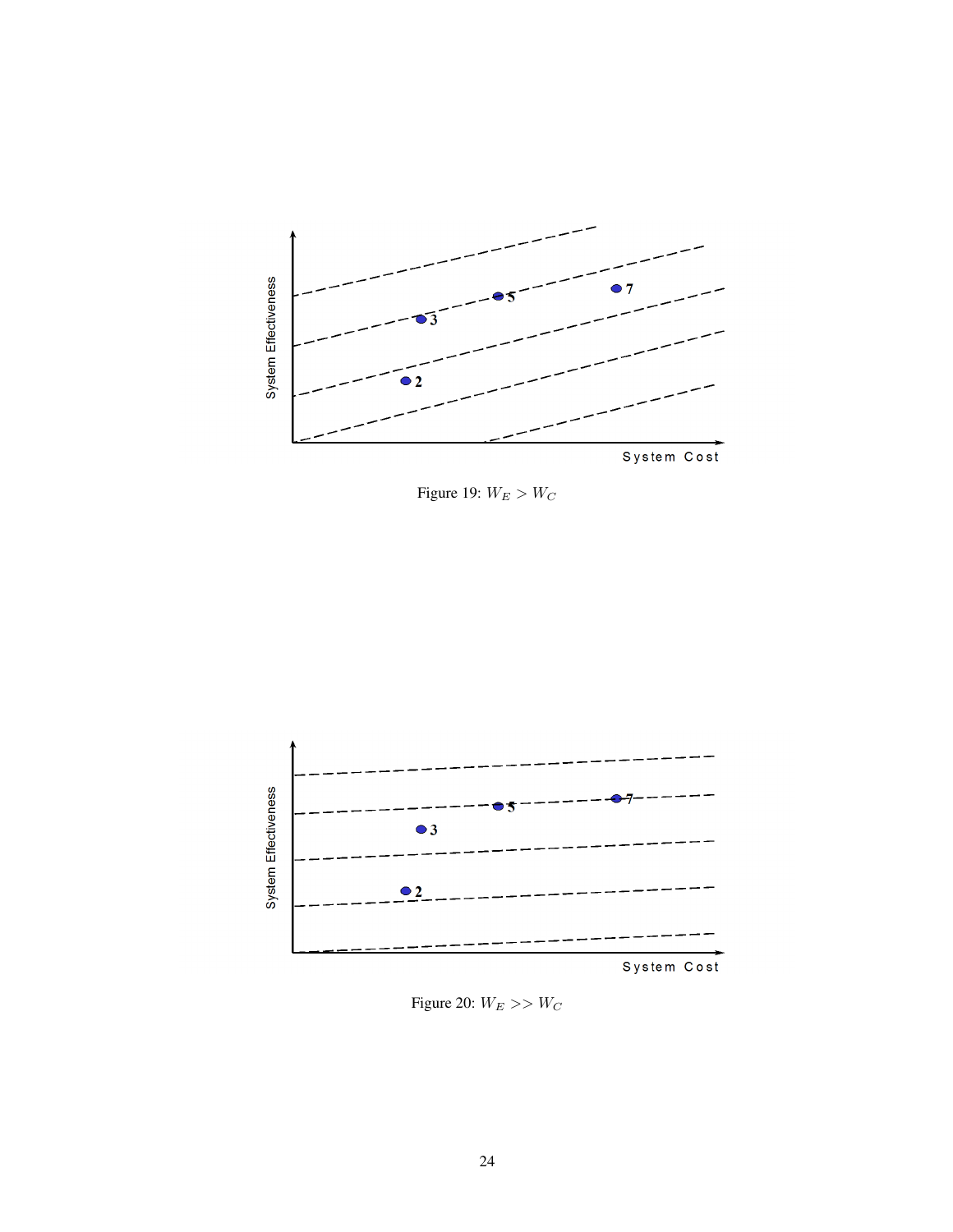Figure 19: $W_E > W_C$

Figure 20: $W_E >> W_C$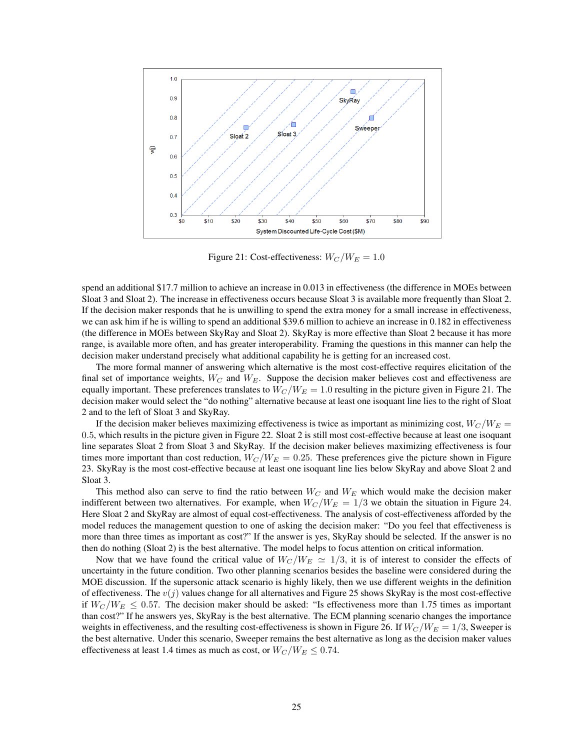Figure 21: Cost-effectiveness: $W_C/W_E = 1.0$

spend an additional \$17.7 million to achieve an increase in 0.013 in effectiveness (the difference in MOEs between Sloat 3 and Sloat 2). The increase in effectiveness occurs because Sloat 3 is available more frequently than Sloat 2. If the decision maker responds that he is unwilling to spend the extra money for a small increase in effectiveness, we can ask him if he is willing to spend an additional \$39.6 million to achieve an increase in 0.182 in effectiveness (the difference in MOEs between SkyRay and Sloat 2). SkyRay is more effective than Sloat 2 because it has more range, is available more often, and has greater interoperability. Framing the questions in this manner can help the decision maker understand precisely what additional capability he is getting for an increased cost.

The more formal manner of answering which alternative is the most cost-effective requires elicitation of the final set of importance weights, $W_C$ and $W_E$. Suppose the decision maker believes cost and effectiveness are equally important. These preferences translates to $W_C/W_E = 1.0$ resulting in the picture given in Figure 21. The decision maker would select the "do nothing" alternative because at least one isoquant line lies to the right of Sloat 2 and to the left of Sloat 3 and SkyRay.

If the decision maker believes maximizing effectiveness is twice as important as minimizing cost, $W_C/W_E = 0.5$, which results in the picture given in Figure 22. Sloat 2 is still most cost-effective because at least one isoquant line separates Sloat 2 from Sloat 3 and SkyRay. If the decision maker believes maximizing effectiveness is four times more important than cost reduction, $W_C/W_E = 0.25$. These preferences give the picture shown in Figure 23. SkyRay is the most cost-effective because at least one isoquant line lies below SkyRay and above Sloat 2 and Sloat 3.

This method also can serve to find the ratio between $W_C$ and $W_E$ which would make the decision maker indifferent between two alternatives. For example, when $W_C/W_E = 1/3$ we obtain the situation in Figure 24. Here Sloat 2 and SkyRay are almost of equal cost-effectiveness. The analysis of cost-effectiveness afforded by the model reduces the management question to one of asking the decision maker: "Do you feel that effectiveness is more than three times as important as cost?" If the answer is yes, SkyRay should be selected. If the answer is no then do nothing (Sloat 2) is the best alternative. The model helps to focus attention on critical information.

Now that we have found the critical value of $W_C/W_E \simeq 1/3$, it is of interest to consider the effects of uncertainty in the future condition. Two other planning scenarios besides the baseline were considered during the MOE discussion. If the supersonic attack scenario is highly likely, then we use different weights in the definition of effectiveness. The $v(j)$ values change for all alternatives and Figure 25 shows SkyRay is the most cost-effective if $W_C/W_E \leq 0.57$. The decision maker should be asked: "Is effectiveness more than 1.75 times as important than cost?" If he answers yes, SkyRay is the best alternative. The ECM planning scenario changes the importance weights in effectiveness, and the resulting cost-effectiveness is shown in Figure 26. If $W_C/W_E = 1/3$, Sweeper is the best alternative. Under this scenario, Sweeper remains the best alternative as long as the decision maker values effectiveness at least 1.4 times as much as cost, or $W_C/W_E \leq 0.74$.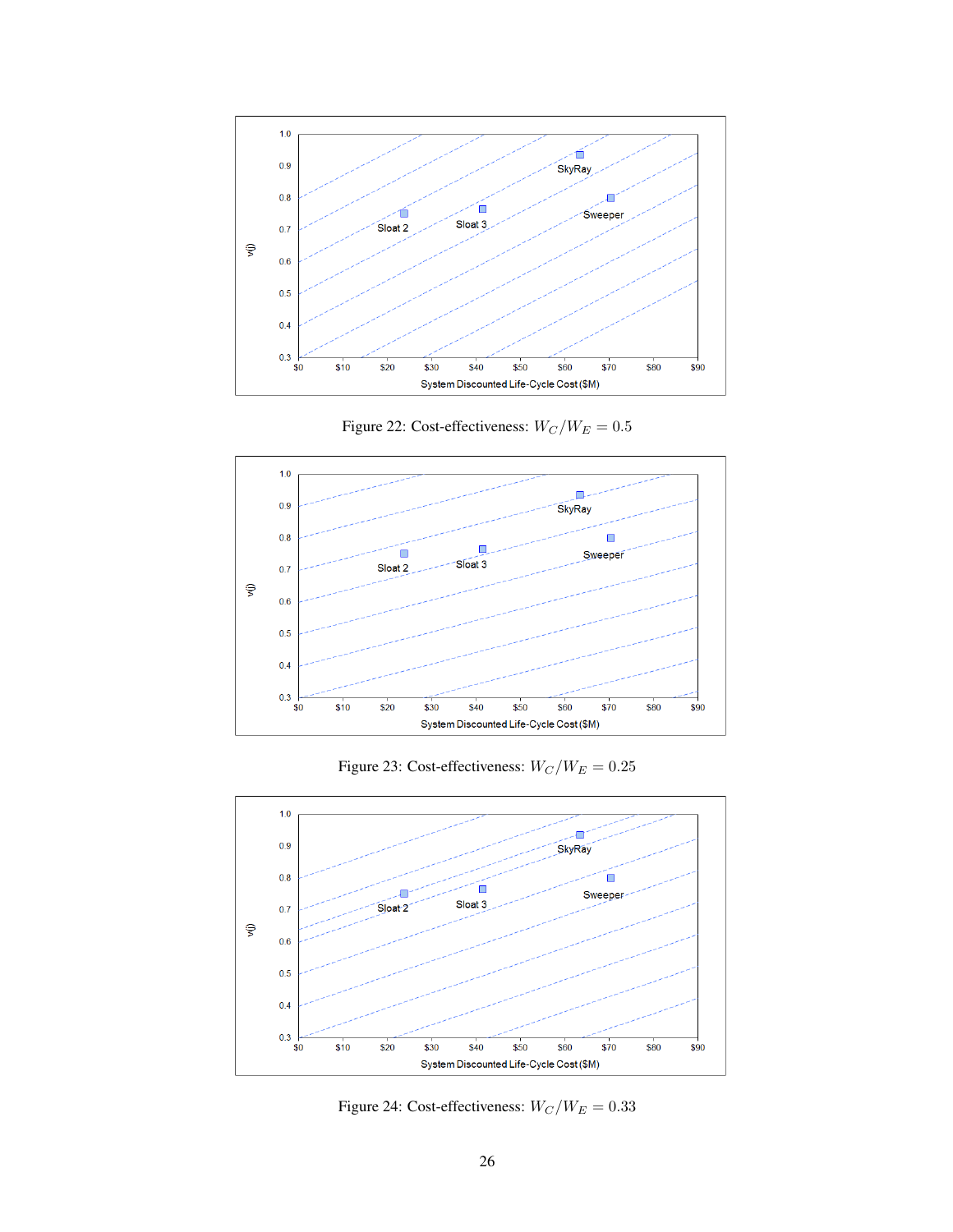Figure 22: Cost-effectiveness: $W_C/W_E = 0.5$

Figure 23: Cost-effectiveness: $W_C/W_E = 0.25$

Figure 24: Cost-effectiveness: $W_C/W_E = 0.33$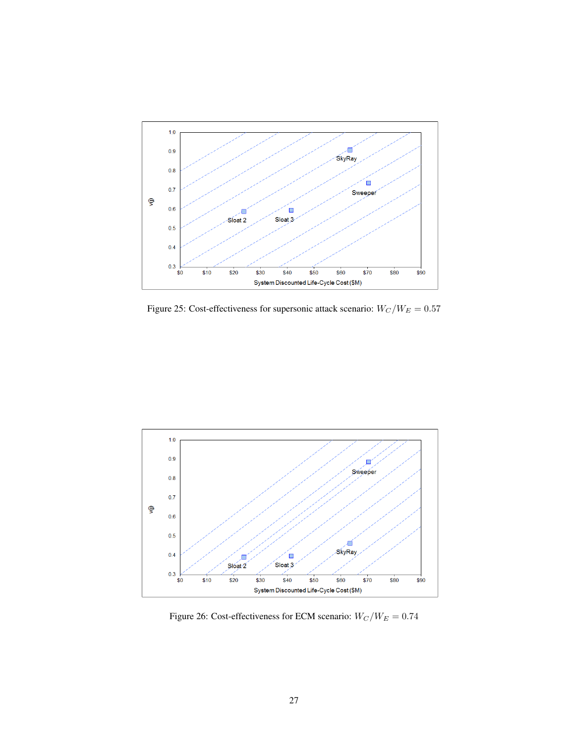Figure 25: Cost-effectiveness for supersonic attack scenario: $W_C/W_E = 0.57$

Figure 26: Cost-effectiveness for ECM scenario: $W_C/W_E = 0.74$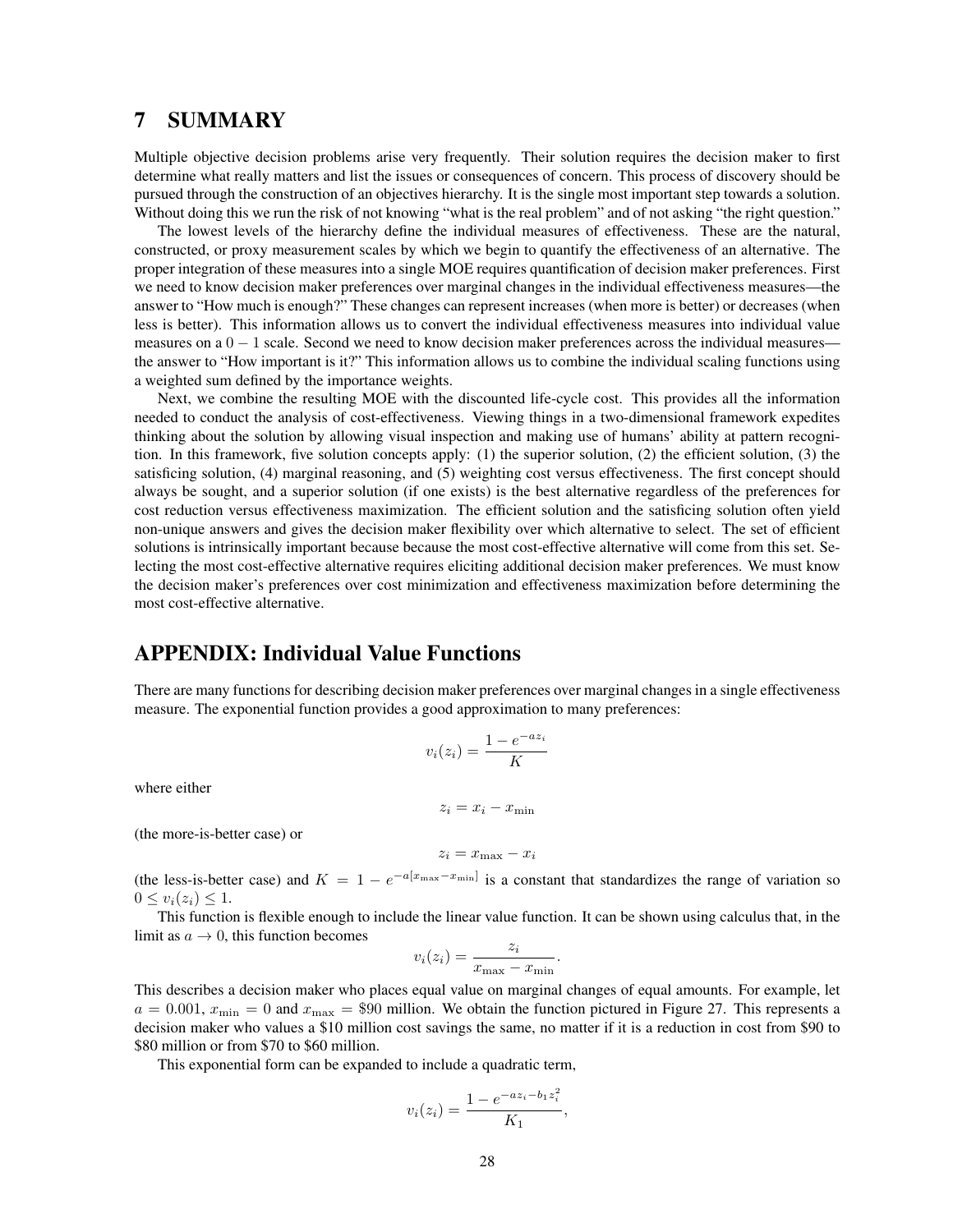# 7 SUMMARY

Multiple objective decision problems arise very frequently. Their solution requires the decision maker to first determine what really matters and list the issues or consequences of concern. This process of discovery should be pursued through the construction of an objectives hierarchy. It is the single most important step towards a solution. Without doing this we run the risk of not knowing "what is the real problem" and of not asking "the right question."

The lowest levels of the hierarchy define the individual measures of effectiveness. These are the natural, constructed, or proxy measurement scales by which we begin to quantify the effectiveness of an alternative. The proper integration of these measures into a single MOE requires quantification of decision maker preferences. First we need to know decision maker preferences over marginal changes in the individual effectiveness measures—the answer to "How much is enough?" These changes can represent increases (when more is better) or decreases (when less is better). This information allows us to convert the individual effectiveness measures into individual value measures on a $0-1$ scale. Second we need to know decision maker preferences across the individual measures—the answer to "How important is it?" This information allows us to combine the individual scaling functions using a weighted sum defined by the importance weights.

Next, we combine the resulting MOE with the discounted life-cycle cost. This provides all the information needed to conduct the analysis of cost-effectiveness. Viewing things in a two-dimensional framework expedites thinking about the solution by allowing visual inspection and making use of humans' ability at pattern recognition. In this framework, five solution concepts apply: (1) the superior solution, (2) the efficient solution, (3) the satisficing solution, (4) marginal reasoning, and (5) weighting cost versus effectiveness. The first concept should always be sought, and a superior solution (if one exists) is the best alternative regardless of the preferences for cost reduction versus effectiveness maximization. The efficient solution and the satisficing solution often yield non-unique answers and gives the decision maker flexibility over which alternative to select. The set of efficient solutions is intrinsically important because because the most cost-effective alternative will come from this set. Selecting the most cost-effective alternative requires eliciting additional decision maker preferences. We must know the decision maker's preferences over cost minimization and effectiveness maximization before determining the most cost-effective alternative.

# APPENDIX: Individual Value Functions

There are many functions for describing decision maker preferences over marginal changes in a single effectiveness measure. The exponential function provides a good approximation to many preferences:

$$v_i(z_i) = \frac{1 - e^{-az_i}}{K}$$

where either

$$z_i = x_i - x_{\min}$$

(the more-is-better case) or

$$z_i = x_{\max} - x_i$$

(the less-is-better case) and $K = 1 - e^{-a[x_{\max} - x_{\min}]}$ is a constant that standardizes the range of variation so $0 \leq v_i(z_i) \leq 1$.

This function is flexible enough to include the linear value function. It can be shown using calculus that, in the limit as $a \to 0$, this function becomes

$$v_i(z_i) = \frac{z_i}{x_{\max} - x_{\min}}.$$

This describes a decision maker who places equal value on marginal changes of equal amounts. For example, let $a = 0.001$, $x_{\min} = 0$ and $x_{\max} = \$90$ million. We obtain the function pictured in Figure 27. This represents a decision maker who values a \$10 million cost savings the same, no matter if it is a reduction in cost from \$90 to \$80 million or from \$70 to \$60 million.

This exponential form can be expanded to include a quadratic term,

$$v_i(z_i) = \frac{1 - e^{-az_i - b_1 z_i^2}}{K_1},$$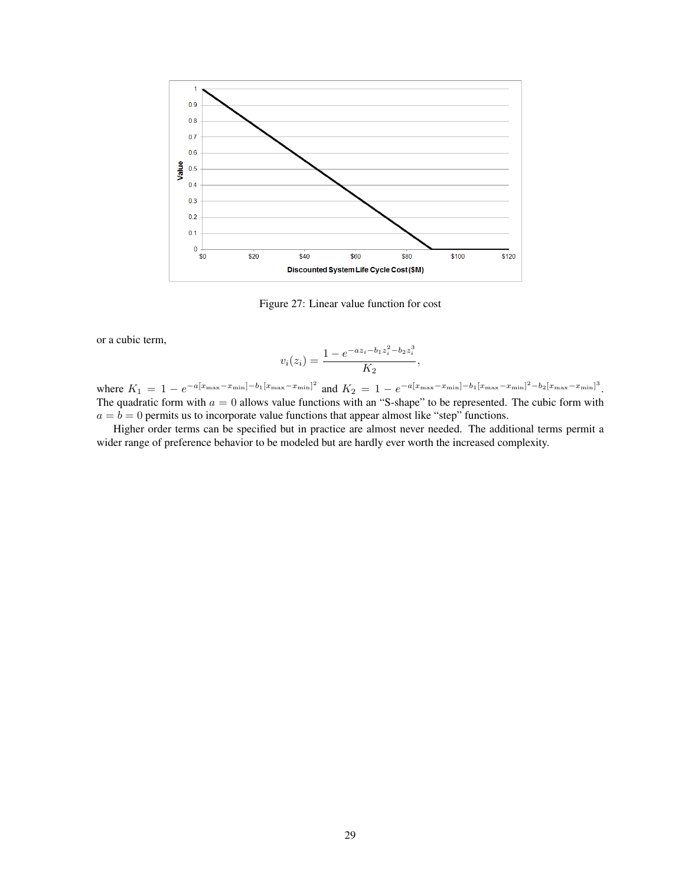1
0.9
0.8
0.7
0.6
0.5
0.4
0.3
0.2
0.1
0
$0
$20
$40
$60
$80
$100
$120
Value
Discounted System Life Cycle Cost ($M)

Figure 27: Linear value function for cost

or a cubic term,

$$v_i(z_i) = \frac{1 - e^{-az_i - b_1 z_i^2 - b_2 z_i^3}}{K_2},$$

where $K_1 = 1 - e^{-a[x_{\max} - x_{\min}] - b_1[x_{\max} - x_{\min}]^2}$ and $K_2 = 1 - e^{-a[x_{\max} - x_{\min}] - b_1[x_{\max} - x_{\min}]^2 - b_2[x_{\max} - x_{\min}]^3}$. The quadratic form with $a = 0$ allows value functions with an "S-shape" to be represented. The cubic form with $a = b = 0$ permits us to incorporate value functions that appear almost like "step" functions.

Higher order terms can be specified but in practice are almost never needed. The additional terms permit a wider range of preference behavior to be modeled but are hardly ever worth the increased complexity.